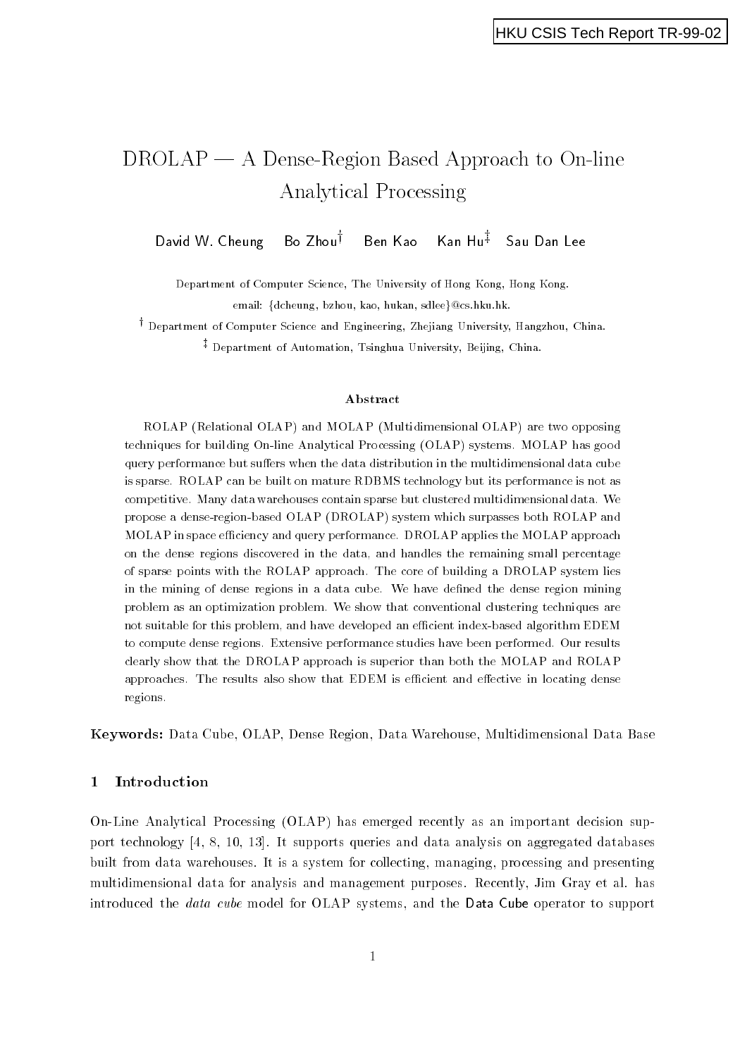HKU CSIS Tech Report TR-99-02

# DROLAP — A Dense-Region Based Approach to On-line Analytical Processing

David W. Cheung  Bo Zhou[†]  Ben Kao  Kan Hu[‡]  Sau Dan Lee

Department of Computer Science, The University of Hong Kong, Hong Kong.

email: {dcheung, bzhou, kao, hukan, sdlee}@cs.hku.hk.

[†] Department of Computer Science and Engineering, Zhejiang University, Hangzhou, China.

[‡] Department of Automation, Tsinghua University, Beijing, China.

### Abstract

ROLAP (Relational OLAP) and MOLAP (Multidimensional OLAP) are two opposing techniques for building On-line Analytical Processing (OLAP) systems. MOLAP has good query performance but suffers when the data distribution in the multidimensional data cube is sparse. ROLAP can be built on mature RDBMS technology but its performance is not as competitive. Many data warehouses contain sparse but clustered multidimensional data. We propose a dense-region-based OLAP (DROLAP) system which surpasses both ROLAP and MOLAP in space efficiency and query performance. DROLAP applies the MOLAP approach on the dense regions discovered in the data, and handles the remaining small percentage of sparse points with the ROLAP approach. The core of building a DROLAP system lies in the mining of dense regions in a data cube. We have defined the dense region mining problem as an optimization problem. We show that conventional clustering techniques are not suitable for this problem, and have developed an efficient index-based algorithm EDEM to compute dense regions. Extensive performance studies have been performed. Our results clearly show that the DROLAP approach is superior than both the MOLAP and ROLAP approaches. The results also show that EDEM is efficient and effective in locating dense regions.

**Keywords:** Data Cube, OLAP, Dense Region, Data Warehouse, Multidimensional Data Base

## 1 Introduction

On-Line Analytical Processing (OLAP) has emerged recently as an important decision support technology [4, 8, 10, 13]. It supports queries and data analysis on aggregated databases built from data warehouses. It is a system for collecting, managing, processing and presenting multidimensional data for analysis and management purposes. Recently, Jim Gray et al. has introduced the *data cube* model for OLAP systems, and the Data Cube operator to support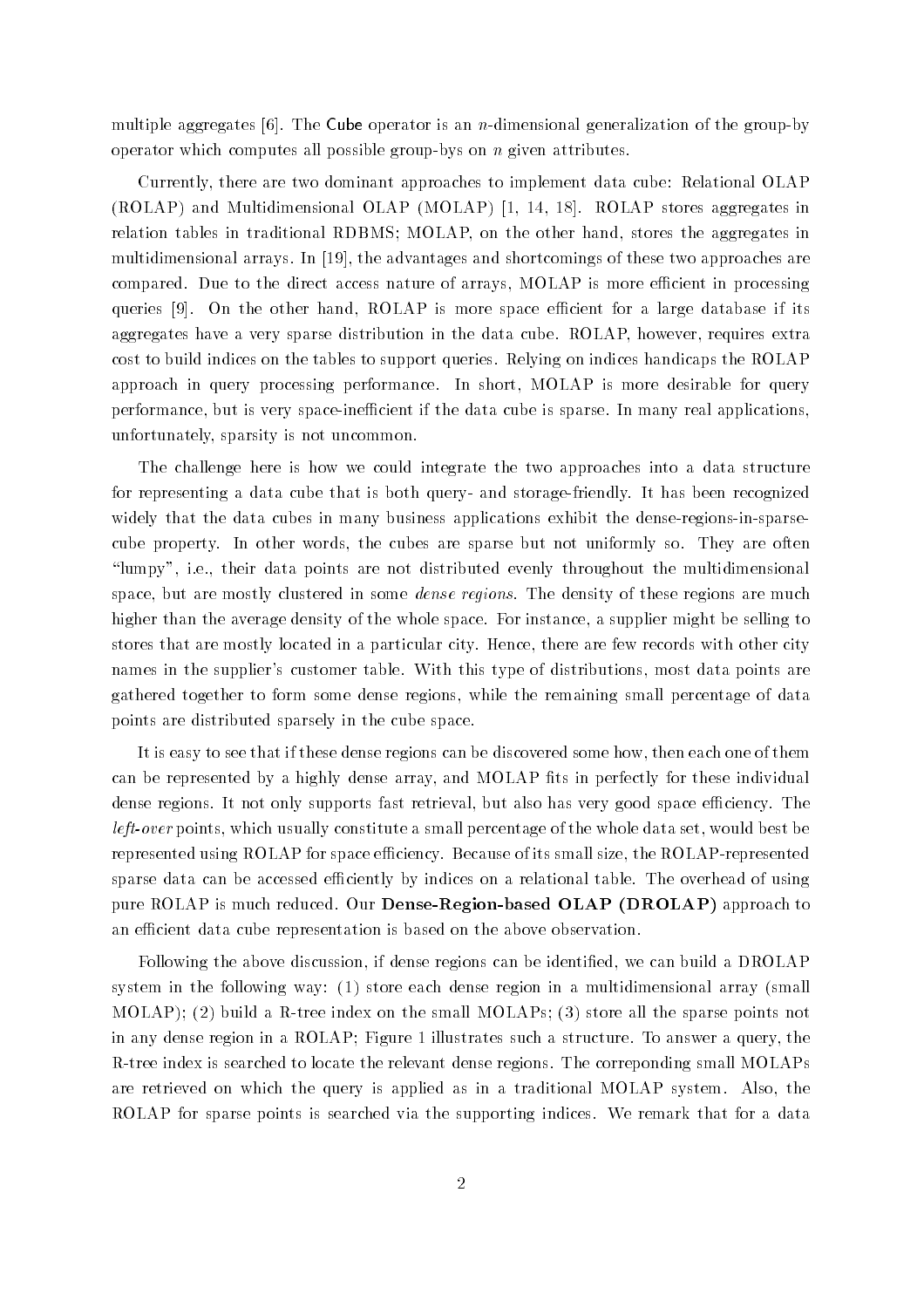multiple aggregates [6]. The Cube operator is an $n$-dimensional generalization of the group-by operator which computes all possible group-bys on $n$ given attributes.

Currently, there are two dominant approaches to implement data cube: Relational OLAP (ROLAP) and Multidimensional OLAP (MOLAP) [1, 14, 18]. ROLAP stores aggregates in relation tables in traditional RDBMS; MOLAP, on the other hand, stores the aggregates in multidimensional arrays. In [19], the advantages and shortcomings of these two approaches are compared. Due to the direct access nature of arrays, MOLAP is more efficient in processing queries [9]. On the other hand, ROLAP is more space efficient for a large database if its aggregates have a very sparse distribution in the data cube. ROLAP, however, requires extra cost to build indices on the tables to support queries. Relying on indices handicaps the ROLAP approach in query processing performance. In short, MOLAP is more desirable for query performance, but is very space-inefficient if the data cube is sparse. In many real applications, unfortunately, sparsity is not uncommon.

The challenge here is how we could integrate the two approaches into a data structure for representing a data cube that is both query- and storage-friendly. It has been recognized widely that the data cubes in many business applications exhibit the dense-regions-in-sparse-cube property. In other words, the cubes are sparse but not uniformly so. They are often "lumpy", i.e., their data points are not distributed evenly throughout the multidimensional space, but are mostly clustered in some *dense regions*. The density of these regions are much higher than the average density of the whole space. For instance, a supplier might be selling to stores that are mostly located in a particular city. Hence, there are few records with other city names in the supplier's customer table. With this type of distributions, most data points are gathered together to form some dense regions, while the remaining small percentage of data points are distributed sparsely in the cube space.

It is easy to see that if these dense regions can be discovered some how, then each one of them can be represented by a highly dense array, and MOLAP fits in perfectly for these individual dense regions. It not only supports fast retrieval, but also has very good space efficiency. The *left-over* points, which usually constitute a small percentage of the whole data set, would best be represented using ROLAP for space efficiency. Because of its small size, the ROLAP-represented sparse data can be accessed efficiently by indices on a relational table. The overhead of using pure ROLAP is much reduced. Our **Dense-Region-based OLAP (DROLAP)** approach to an efficient data cube representation is based on the above observation.

Following the above discussion, if dense regions can be identified, we can build a DROLAP system in the following way: (1) store each dense region in a multidimensional array (small MOLAP); (2) build a R-tree index on the small MOLAPs; (3) store all the sparse points not in any dense region in a ROLAP; Figure 1 illustrates such a structure. To answer a query, the R-tree index is searched to locate the relevant dense regions. The correponding small MOLAPs are retrieved on which the query is applied as in a traditional MOLAP system. Also, the ROLAP for sparse points is searched via the supporting indices. We remark that for a data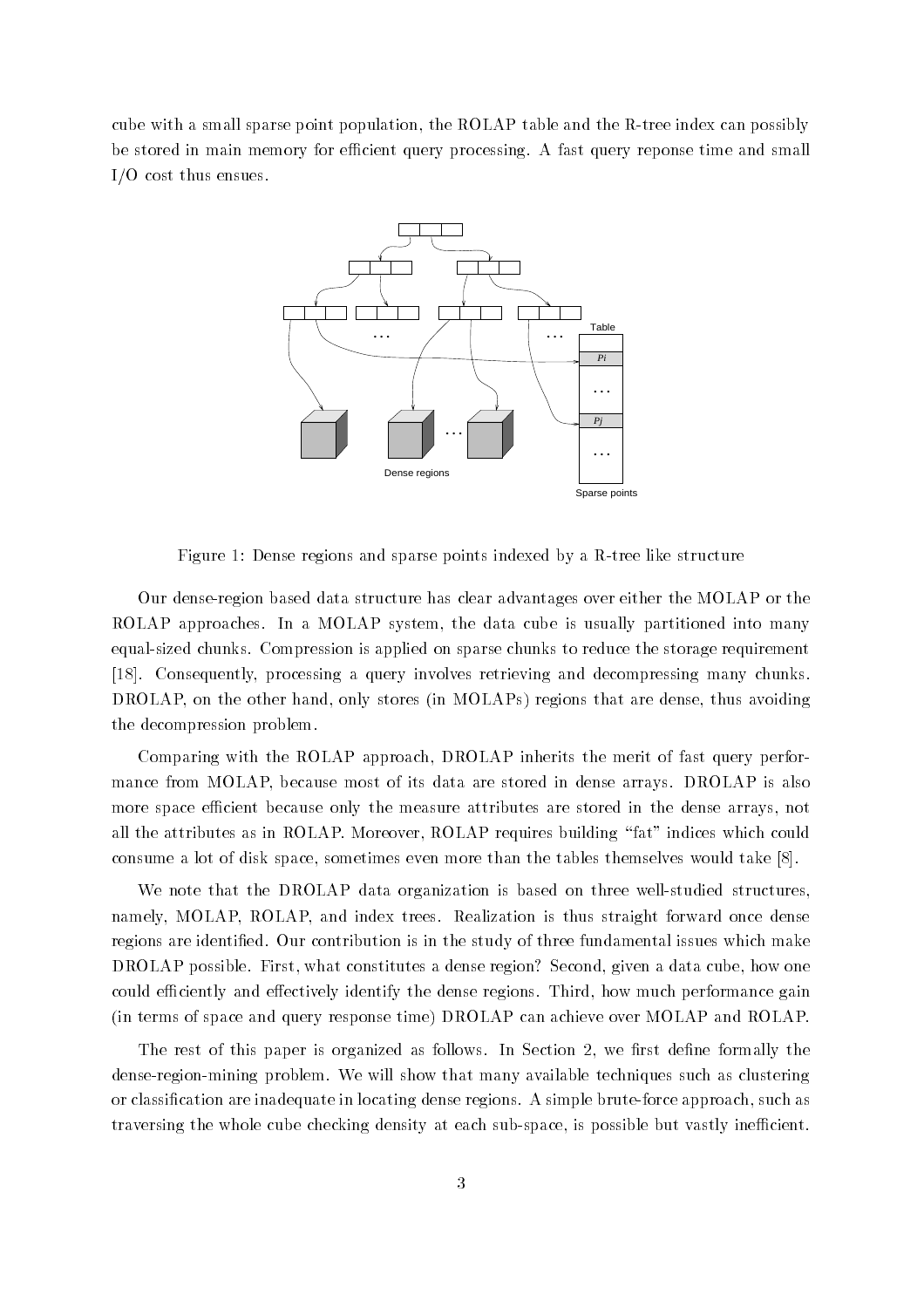cube with a small sparse point population, the ROLAP table and the R-tree index can possibly be stored in main memory for efficient query processing. A fast query reponse time and small I/O cost thus ensues.

Figure 1: Dense regions and sparse points indexed by a R-tree like structure

Our dense-region based data structure has clear advantages over either the MOLAP or the ROLAP approaches. In a MOLAP system, the data cube is usually partitioned into many equal-sized chunks. Compression is applied on sparse chunks to reduce the storage requirement [18]. Consequently, processing a query involves retrieving and decompressing many chunks. DROLAP, on the other hand, only stores (in MOLAPs) regions that are dense, thus avoiding the decompression problem.

Comparing with the ROLAP approach, DROLAP inherits the merit of fast query performance from MOLAP, because most of its data are stored in dense arrays. DROLAP is also more space efficient because only the measure attributes are stored in the dense arrays, not all the attributes as in ROLAP. Moreover, ROLAP requires building "fat" indices which could consume a lot of disk space, sometimes even more than the tables themselves would take [8].

We note that the DROLAP data organization is based on three well-studied structures, namely, MOLAP, ROLAP, and index trees. Realization is thus straight forward once dense regions are identified. Our contribution is in the study of three fundamental issues which make DROLAP possible. First, what constitutes a dense region? Second, given a data cube, how one could efficiently and effectively identify the dense regions. Third, how much performance gain (in terms of space and query response time) DROLAP can achieve over MOLAP and ROLAP.

The rest of this paper is organized as follows. In Section 2, we first define formally the dense-region-mining problem. We will show that many available techniques such as clustering or classification are inadequate in locating dense regions. A simple brute-force approach, such as traversing the whole cube checking density at each sub-space, is possible but vastly inefficient.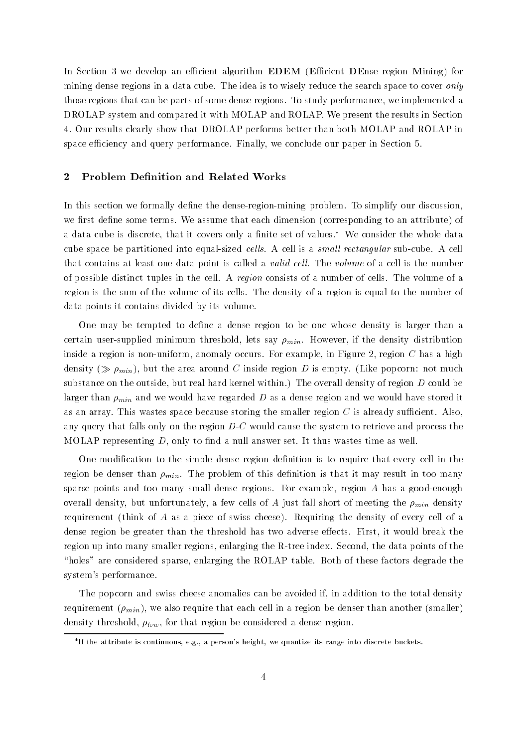In Section 3 we develop an efficient algorithm **EDEM** (**E**fficient **DE**nse region **M**ining) for mining dense regions in a data cube. The idea is to wisely reduce the search space to cover *only* those regions that can be parts of some dense regions. To study performance, we implemented a DROLAP system and compared it with MOLAP and ROLAP. We present the results in Section 4. Our results clearly show that DROLAP performs better than both MOLAP and ROLAP in space efficiency and query performance. Finally, we conclude our paper in Section 5.

## 2 Problem Definition and Related Works

In this section we formally define the dense-region-mining problem. To simplify our discussion, we first define some terms. We assume that each dimension (corresponding to an attribute) of a data cube is discrete, that it covers only a finite set of values.* We consider the whole data cube space be partitioned into equal-sized *cells*. A cell is a *small rectangular* sub-cube. A cell that contains at least one data point is called a *valid cell*. The *volume* of a cell is the number of possible distinct tuples in the cell. A *region* consists of a number of cells. The volume of a region is the sum of the volume of its cells. The density of a region is equal to the number of data points it contains divided by its volume.

One may be tempted to define a dense region to be one whose density is larger than a certain user-supplied minimum threshold, lets say $\rho_{min}$. However, if the density distribution inside a region is non-uniform, anomaly occurs. For example, in Figure 2, region $C$ has a high density ($\gg \rho_{min}$), but the area around $C$ inside region $D$ is empty. (Like popcorn: not much substance on the outside, but real hard kernel within.) The overall density of region $D$ could be larger than $\rho_{min}$ and we would have regarded $D$ as a dense region and we would have stored it as an array. This wastes space because storing the smaller region $C$ is already sufficient. Also, any query that falls only on the region $D$-$C$ would cause the system to retrieve and process the MOLAP representing $D$, only to find a null answer set. It thus wastes time as well.

One modification to the simple dense region definition is to require that every cell in the region be denser than $\rho_{min}$. The problem of this definition is that it may result in too many sparse points and too many small dense regions. For example, region $A$ has a good-enough overall density, but unfortunately, a few cells of $A$ just fall short of meeting the $\rho_{min}$ density requirement (think of $A$ as a piece of swiss cheese). Requiring the density of every cell of a dense region be greater than the threshold has two adverse effects. First, it would break the region up into many smaller regions, enlarging the R-tree index. Second, the data points of the "holes" are considered sparse, enlarging the ROLAP table. Both of these factors degrade the system's performance.

The popcorn and swiss cheese anomalies can be avoided if, in addition to the total density requirement ($\rho_{min}$), we also require that each cell in a region be denser than another (smaller) density threshold, $\rho_{low}$, for that region be considered a dense region.

*If the attribute is continuous, e.g., a person's height, we quantize its range into discrete buckets.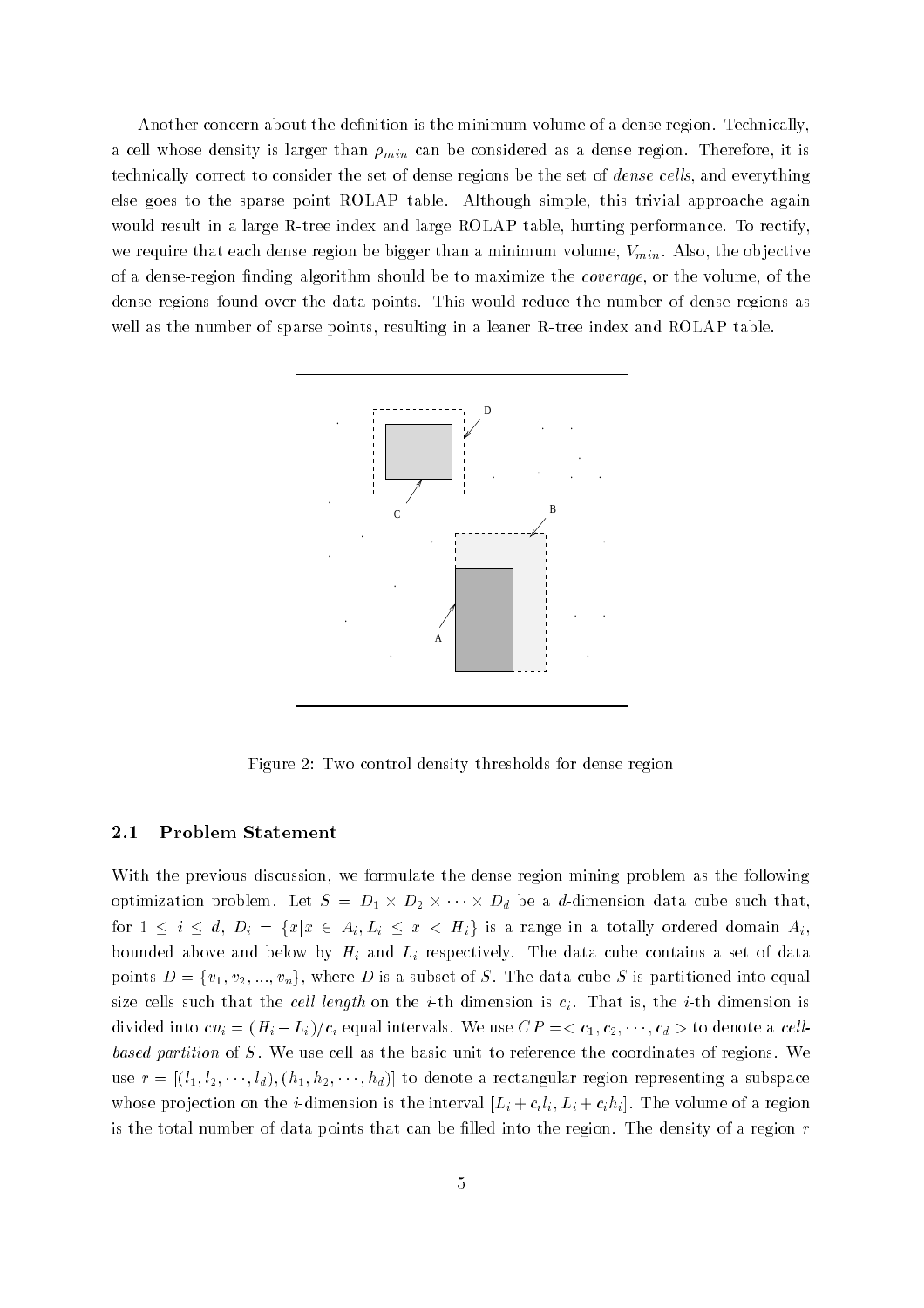Another concern about the definition is the minimum volume of a dense region. Technically, a cell whose density is larger than $\rho_{min}$ can be considered as a dense region. Therefore, it is technically correct to consider the set of dense regions be the set of *dense cells*, and everything else goes to the sparse point ROLAP table. Although simple, this trivial approache again would result in a large R-tree index and large ROLAP table, hurting performance. To rectify, we require that each dense region be bigger than a minimum volume, $V_{min}$. Also, the objective of a dense-region finding algorithm should be to maximize the *coverage*, or the volume, of the dense regions found over the data points. This would reduce the number of dense regions as well as the number of sparse points, resulting in a leaner R-tree index and ROLAP table.

Figure 2: Two control density thresholds for dense region

### 2.1 Problem Statement

With the previous discussion, we formulate the dense region mining problem as the following optimization problem. Let $S = D_1 \times D_2 \times \cdots \times D_d$ be a $d$-dimension data cube such that, for $1 \leq i \leq d$, $D_i = \{x | x \in A_i, L_i \leq x < H_i\}$ is a range in a totally ordered domain $A_i$, bounded above and below by $H_i$ and $L_i$ respectively. The data cube contains a set of data points $D = \{v_1, v_2, ..., v_n\}$, where $D$ is a subset of $S$. The data cube $S$ is partitioned into equal size cells such that the *cell length* on the $i$-th dimension is $c_i$. That is, the $i$-th dimension is divided into $cn_i = (H_i - L_i)/c_i$ equal intervals. We use $CP = < c_1, c_2, \cdots, c_d >$ to denote a *cell-based partition* of $S$. We use cell as the basic unit to reference the coordinates of regions. We use $r = [(l_1, l_2, \cdots, l_d), (h_1, h_2, \cdots, h_d)]$ to denote a rectangular region representing a subspace whose projection on the $i$-dimension is the interval $[L_i + c_i l_i, L_i + c_i h_i]$. The volume of a region is the total number of data points that can be filled into the region. The density of a region $r$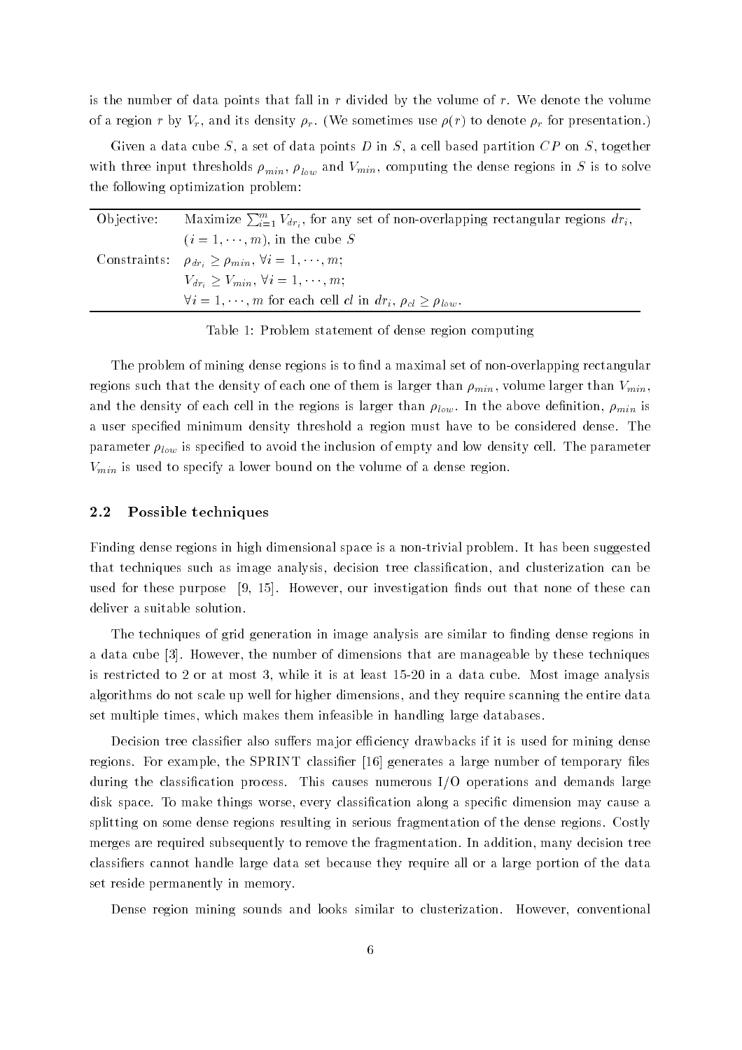is the number of data points that fall in $r$ divided by the volume of $r$. We denote the volume of a region $r$ by $V_r$, and its density $\rho_r$. (We sometimes use $\rho(r)$ to denote $\rho_r$ for presentation.)

Given a data cube $S$, a set of data points $D$ in $S$, a cell based partition $CP$ on $S$, together with three input thresholds $\rho_{min}$, $\rho_{low}$ and $V_{min}$, computing the dense regions in $S$ is to solve the following optimization problem:

| | |
|---|---|
| Objective: | Maximize $\sum_{i=1}^{m} V_{dr_i}$, for any set of non-overlapping rectangular regions $dr_i$, ($i = 1, \cdots, m$), in the cube $S$ |
| Constraints: | $\rho_{dr_i} \geq \rho_{min}$, $\forall i = 1, \cdots, m$; |
| | $V_{dr_i} \geq V_{min}$, $\forall i = 1, \cdots, m$; |
| | $\forall i = 1, \cdots, m$ for each cell $cl$ in $dr_i$, $\rho_{cl} \geq \rho_{low}$. |

Table 1: Problem statement of dense region computing

The problem of mining dense regions is to find a maximal set of non-overlapping rectangular regions such that the density of each one of them is larger than $\rho_{min}$, volume larger than $V_{min}$, and the density of each cell in the regions is larger than $\rho_{low}$. In the above definition, $\rho_{min}$ is a user specified minimum density threshold a region must have to be considered dense. The parameter $\rho_{low}$ is specified to avoid the inclusion of empty and low density cell. The parameter $V_{min}$ is used to specify a lower bound on the volume of a dense region.

### 2.2 Possible techniques

Finding dense regions in high dimensional space is a non-trivial problem. It has been suggested that techniques such as image analysis, decision tree classification, and clusterization can be used for these purpose [9, 15]. However, our investigation finds out that none of these can deliver a suitable solution.

The techniques of grid generation in image analysis are similar to finding dense regions in a data cube [3]. However, the number of dimensions that are manageable by these techniques is restricted to 2 or at most 3, while it is at least 15-20 in a data cube. Most image analysis algorithms do not scale up well for higher dimensions, and they require scanning the entire data set multiple times, which makes them infeasible in handling large databases.

Decision tree classifier also suffers major efficiency drawbacks if it is used for mining dense regions. For example, the SPRINT classifier [16] generates a large number of temporary files during the classification process. This causes numerous I/O operations and demands large disk space. To make things worse, every classification along a specific dimension may cause a splitting on some dense regions resulting in serious fragmentation of the dense regions. Costly merges are required subsequently to remove the fragmentation. In addition, many decision tree classifiers cannot handle large data set because they require all or a large portion of the data set reside permanently in memory.

Dense region mining sounds and looks similar to clusterization. However, conventional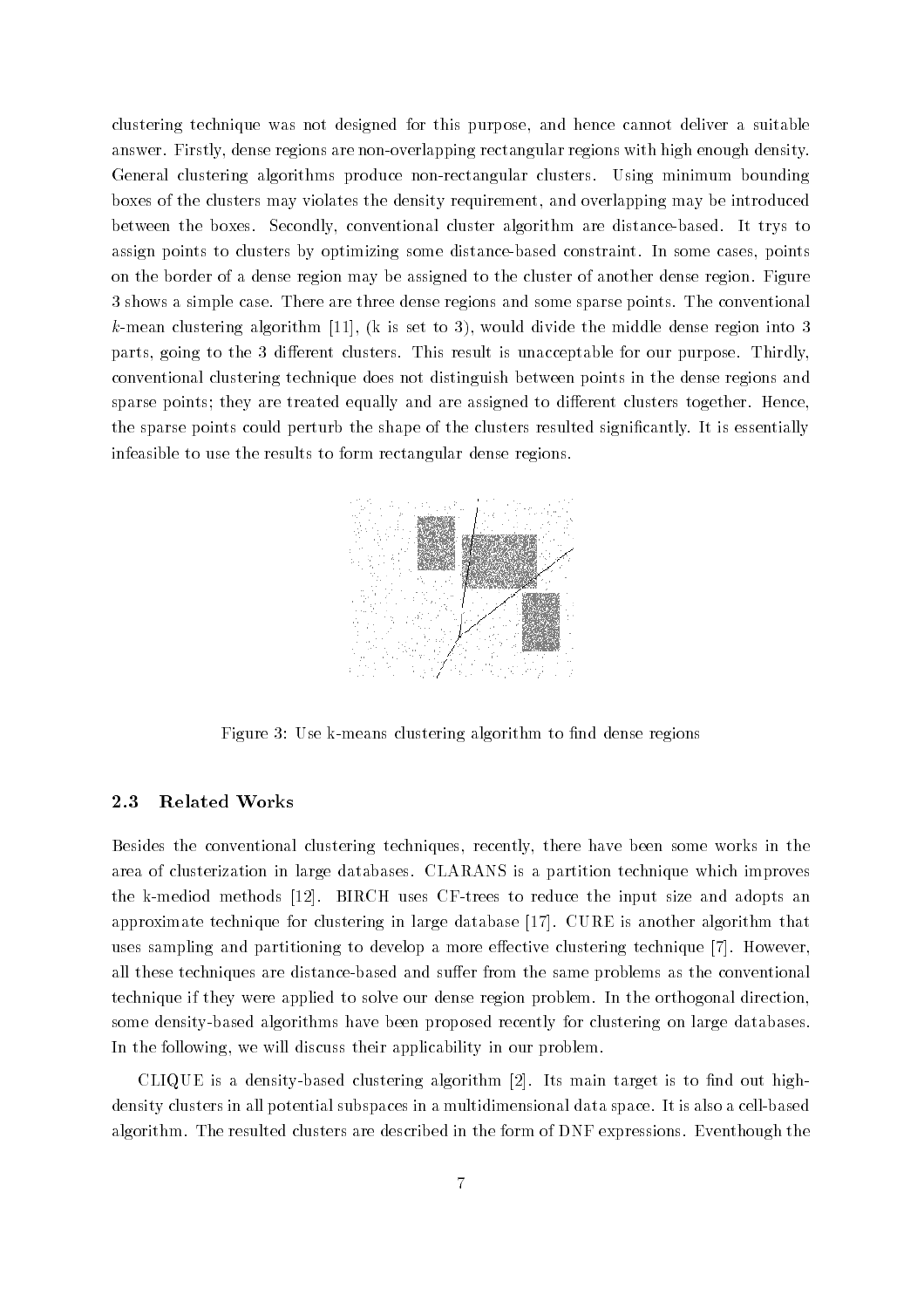clustering technique was not designed for this purpose, and hence cannot deliver a suitable answer. Firstly, dense regions are non-overlapping rectangular regions with high enough density. General clustering algorithms produce non-rectangular clusters. Using minimum bounding boxes of the clusters may violates the density requirement, and overlapping may be introduced between the boxes. Secondly, conventional cluster algorithm are distance-based. It trys to assign points to clusters by optimizing some distance-based constraint. In some cases, points on the border of a dense region may be assigned to the cluster of another dense region. Figure 3 shows a simple case. There are three dense regions and some sparse points. The conventional $k$-mean clustering algorithm [11], (k is set to 3), would divide the middle dense region into 3 parts, going to the 3 different clusters. This result is unacceptable for our purpose. Thirdly, conventional clustering technique does not distinguish between points in the dense regions and sparse points; they are treated equally and are assigned to different clusters together. Hence, the sparse points could perturb the shape of the clusters resulted significantly. It is essentially infeasible to use the results to form rectangular dense regions.

Figure 3: Use k-means clustering algorithm to find dense regions

### 2.3 Related Works

Besides the conventional clustering techniques, recently, there have been some works in the area of clusterization in large databases. CLARANS is a partition technique which improves the k-mediod methods [12]. BIRCH uses CF-trees to reduce the input size and adopts an approximate technique for clustering in large database [17]. CURE is another algorithm that uses sampling and partitioning to develop a more effective clustering technique [7]. However, all these techniques are distance-based and suffer from the same problems as the conventional technique if they were applied to solve our dense region problem. In the orthogonal direction, some density-based algorithms have been proposed recently for clustering on large databases. In the following, we will discuss their applicability in our problem.

CLIQUE is a density-based clustering algorithm [2]. Its main target is to find out high-density clusters in all potential subspaces in a multidimensional data space. It is also a cell-based algorithm. The resulted clusters are described in the form of DNF expressions. Eventhough the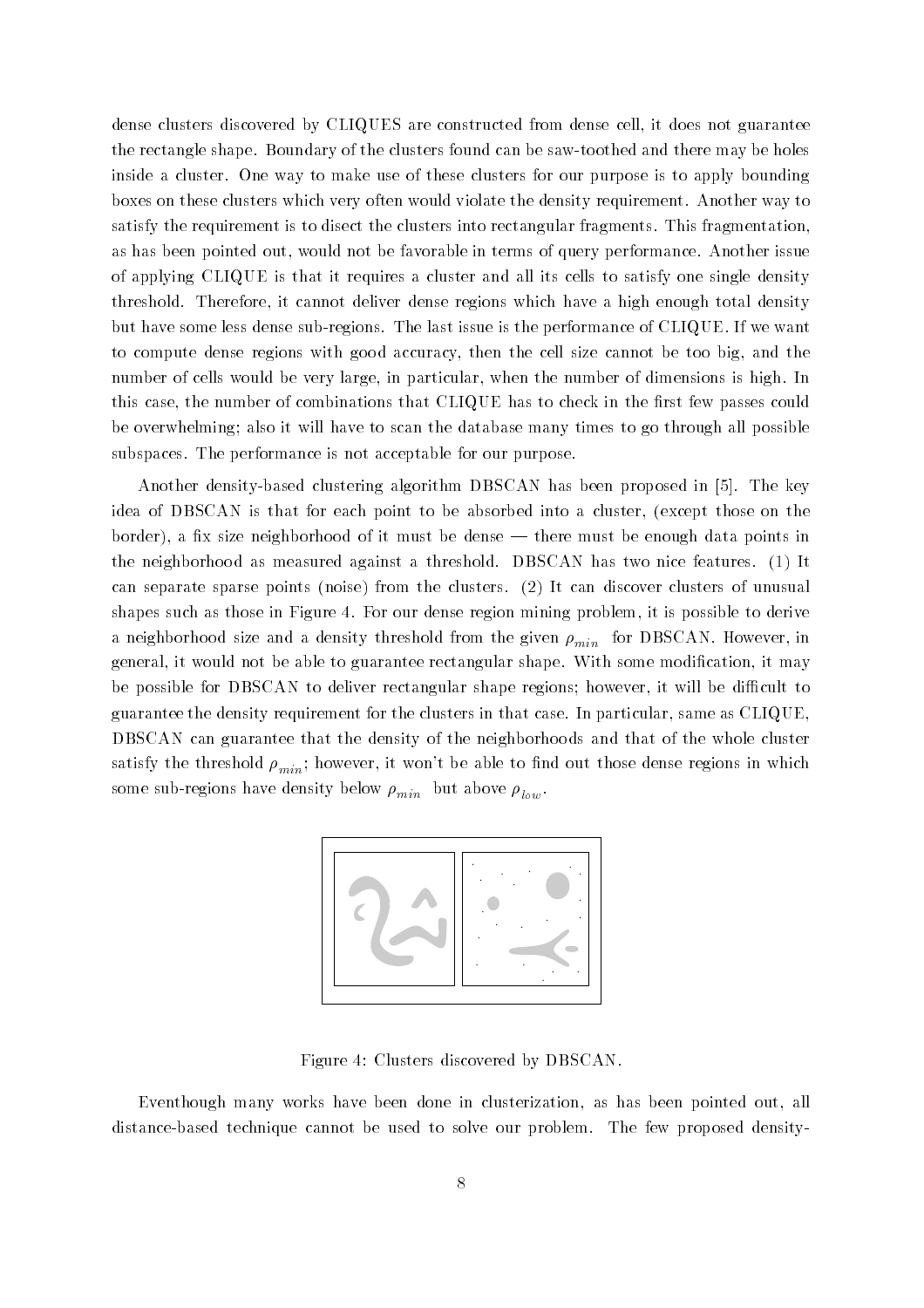dense clusters discovered by CLIQUES are constructed from dense cell, it does not guarantee the rectangle shape. Boundary of the clusters found can be saw-toothed and there may be holes inside a cluster. One way to make use of these clusters for our purpose is to apply bounding boxes on these clusters which very often would violate the density requirement. Another way to satisfy the requirement is to disect the clusters into rectangular fragments. This fragmentation, as has been pointed out, would not be favorable in terms of query performance. Another issue of applying CLIQUE is that it requires a cluster and all its cells to satisfy one single density threshold. Therefore, it cannot deliver dense regions which have a high enough total density but have some less dense sub-regions. The last issue is the performance of CLIQUE. If we want to compute dense regions with good accuracy, then the cell size cannot be too big, and the number of cells would be very large, in particular, when the number of dimensions is high. In this case, the number of combinations that CLIQUE has to check in the first few passes could be overwhelming; also it will have to scan the database many times to go through all possible subspaces. The performance is not acceptable for our purpose.

Another density-based clustering algorithm DBSCAN has been proposed in [5]. The key idea of DBSCAN is that for each point to be absorbed into a cluster, (except those on the border), a fix size neighborhood of it must be dense — there must be enough data points in the neighborhood as measured against a threshold. DBSCAN has two nice features. (1) It can separate sparse points (noise) from the clusters. (2) It can discover clusters of unusual shapes such as those in Figure 4. For our dense region mining problem, it is possible to derive a neighborhood size and a density threshold from the given $\rho_{min}$ for DBSCAN. However, in general, it would not be able to guarantee rectangular shape. With some modification, it may be possible for DBSCAN to deliver rectangular shape regions; however, it will be difficult to guarantee the density requirement for the clusters in that case. In particular, same as CLIQUE, DBSCAN can guarantee that the density of the neighborhoods and that of the whole cluster satisfy the threshold $\rho_{min}$; however, it won't be able to find out those dense regions in which some sub-regions have density below $\rho_{min}$ but above $\rho_{low}$.

Figure 4: Clusters discovered by DBSCAN.

Eventhough many works have been done in clusterization, as has been pointed out, all distance-based technique cannot be used to solve our problem. The few proposed density-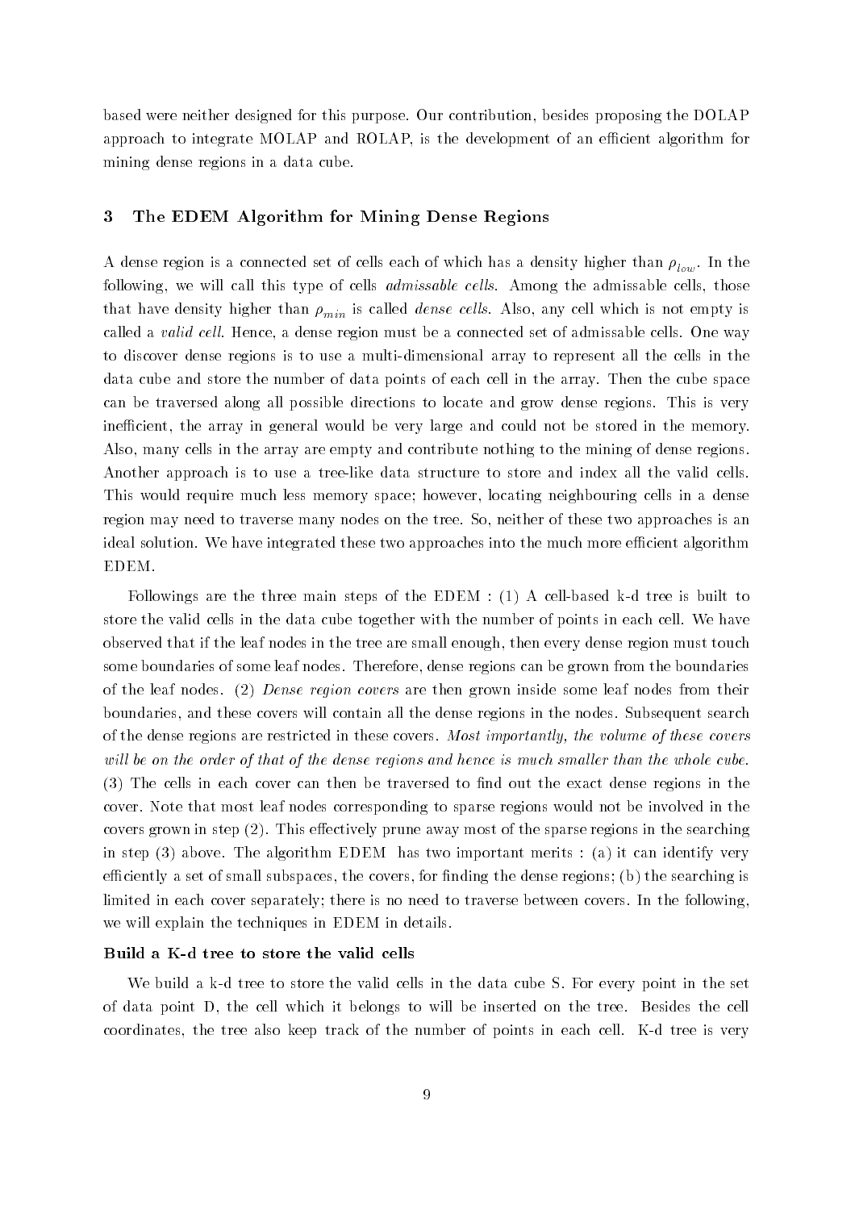based were neither designed for this purpose. Our contribution, besides proposing the DOLAP approach to integrate MOLAP and ROLAP, is the development of an efficient algorithm for mining dense regions in a data cube.

## 3 The EDEM Algorithm for Mining Dense Regions

A dense region is a connected set of cells each of which has a density higher than $\rho_{low}$. In the following, we will call this type of cells *admissable cells*. Among the admissable cells, those that have density higher than $\rho_{min}$ is called *dense cells*. Also, any cell which is not empty is called a *valid cell*. Hence, a dense region must be a connected set of admissable cells. One way to discover dense regions is to use a multi-dimensional array to represent all the cells in the data cube and store the number of data points of each cell in the array. Then the cube space can be traversed along all possible directions to locate and grow dense regions. This is very inefficient, the array in general would be very large and could not be stored in the memory. Also, many cells in the array are empty and contribute nothing to the mining of dense regions. Another approach is to use a tree-like data structure to store and index all the valid cells. This would require much less memory space; however, locating neighbouring cells in a dense region may need to traverse many nodes on the tree. So, neither of these two approaches is an ideal solution. We have integrated these two approaches into the much more efficient algorithm EDEM.

Followings are the three main steps of the EDEM : (1) A cell-based k-d tree is built to store the valid cells in the data cube together with the number of points in each cell. We have observed that if the leaf nodes in the tree are small enough, then every dense region must touch some boundaries of some leaf nodes. Therefore, dense regions can be grown from the boundaries of the leaf nodes. (2) *Dense region covers* are then grown inside some leaf nodes from their boundaries, and these covers will contain all the dense regions in the nodes. Subsequent search of the dense regions are restricted in these covers. *Most importantly, the volume of these covers will be on the order of that of the dense regions and hence is much smaller than the whole cube.* (3) The cells in each cover can then be traversed to find out the exact dense regions in the cover. Note that most leaf nodes corresponding to sparse regions would not be involved in the covers grown in step (2). This effectively prune away most of the sparse regions in the searching in step (3) above. The algorithm EDEM has two important merits : (a) it can identify very efficiently a set of small subspaces, the covers, for finding the dense regions; (b) the searching is limited in each cover separately; there is no need to traverse between covers. In the following, we will explain the techniques in EDEM in details.

#### Build a K-d tree to store the valid cells

We build a k-d tree to store the valid cells in the data cube S. For every point in the set of data point D, the cell which it belongs to will be inserted on the tree. Besides the cell coordinates, the tree also keep track of the number of points in each cell. K-d tree is very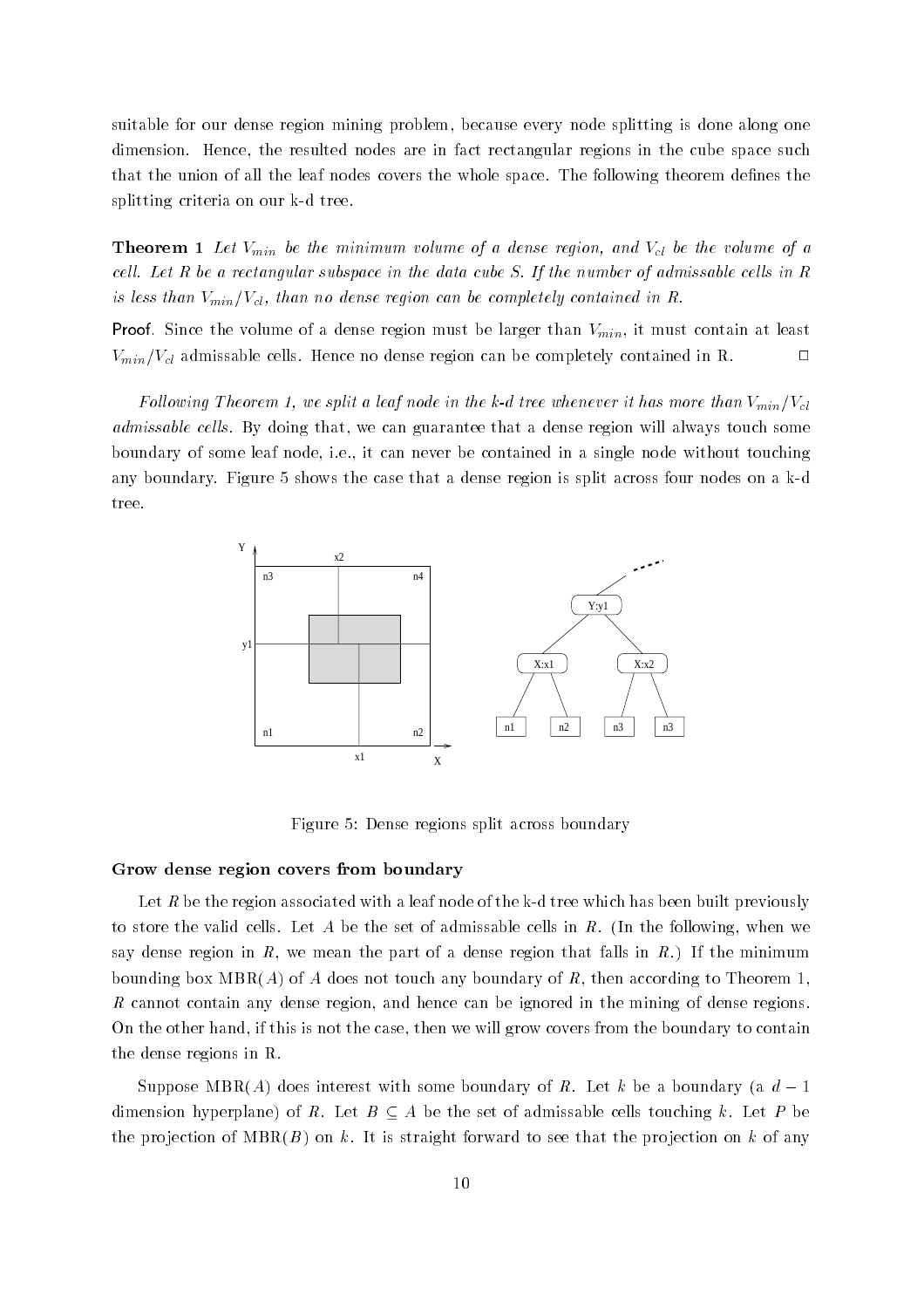suitable for our dense region mining problem, because every node splitting is done along one dimension. Hence, the resulted nodes are in fact rectangular regions in the cube space such that the union of all the leaf nodes covers the whole space. The following theorem defines the splitting criteria on our k-d tree.

**Theorem 1** *Let $V_{min}$ be the minimum volume of a dense region, and $V_{cl}$ be the volume of a cell. Let R be a rectangular subspace in the data cube S. If the number of admissable cells in R is less than $V_{min}/V_{cl}$, than no dense region can be completely contained in R.*

**Proof**. Since the volume of a dense region must be larger than $V_{min}$, it must contain at least $V_{min}/V_{cl}$ admissable cells. Hence no dense region can be completely contained in R. □

*Following Theorem 1, we split a leaf node in the k-d tree whenever it has more than $V_{min}/V_{cl}$ admissable cells.* By doing that, we can guarantee that a dense region will always touch some boundary of some leaf node, i.e., it can never be contained in a single node without touching any boundary. Figure 5 shows the case that a dense region is split across four nodes on a k-d tree.

Figure 5: Dense regions split across boundary

### Grow dense region covers from boundary

Let $R$ be the region associated with a leaf node of the k-d tree which has been built previously to store the valid cells. Let $A$ be the set of admissable cells in $R$. (In the following, when we say dense region in $R$, we mean the part of a dense region that falls in $R$.) If the minimum bounding box MBR($A$) of $A$ does not touch any boundary of $R$, then according to Theorem 1, $R$ cannot contain any dense region, and hence can be ignored in the mining of dense regions. On the other hand, if this is not the case, then we will grow covers from the boundary to contain the dense regions in R.

Suppose MBR($A$) does interest with some boundary of $R$. Let $k$ be a boundary (a $d-1$ dimension hyperplane) of $R$. Let $B \subseteq A$ be the set of admissable cells touching $k$. Let $P$ be the projection of MBR($B$) on $k$. It is straight forward to see that the projection on $k$ of any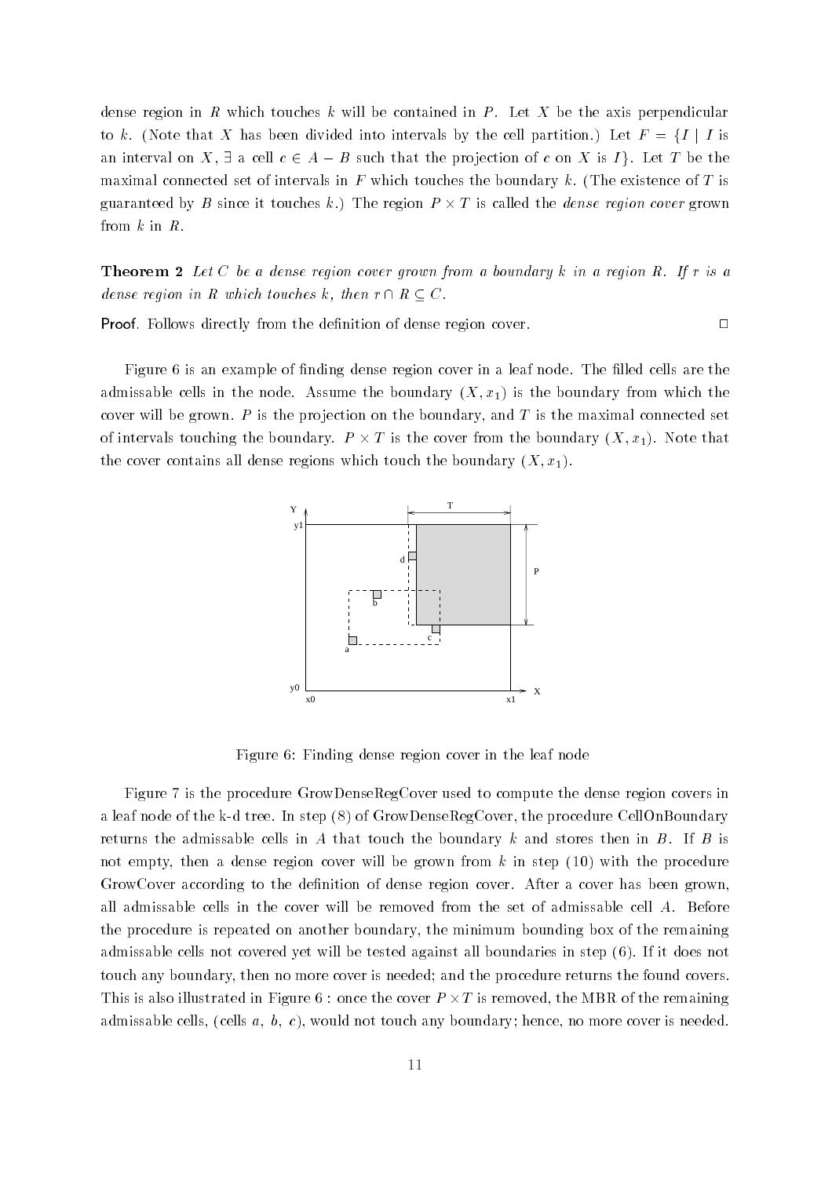dense region in $R$ which touches $k$ will be contained in $P$. Let $X$ be the axis perpendicular to $k$. (Note that $X$ has been divided into intervals by the cell partition.) Let $F = \{I \mid I$ is an interval on $X$, $\exists$ a cell $c \in A - B$ such that the projection of $c$ on $X$ is $I\}$. Let $T$ be the maximal connected set of intervals in $F$ which touches the boundary $k$. (The existence of $T$ is guaranteed by $B$ since it touches $k$.) The region $P \times T$ is called the *dense region cover* grown from $k$ in $R$.

**Theorem 2** *Let $C$ be a dense region cover grown from a boundary $k$ in a region $R$. If $r$ is a dense region in $R$ which touches $k$, then $r \cap R \subseteq C$.*

**Proof**. Follows directly from the definition of dense region cover. □

Figure 6 is an example of finding dense region cover in a leaf node. The filled cells are the admissable cells in the node. Assume the boundary $(X, x_1)$ is the boundary from which the cover will be grown. $P$ is the projection on the boundary, and $T$ is the maximal connected set of intervals touching the boundary. $P \times T$ is the cover from the boundary $(X, x_1)$. Note that the cover contains all dense regions which touch the boundary $(X, x_1)$.

Figure 6: Finding dense region cover in the leaf node

Figure 7 is the procedure GrowDenseRegCover used to compute the dense region covers in a leaf node of the k-d tree. In step (8) of GrowDenseRegCover, the procedure CellOnBoundary returns the admissable cells in $A$ that touch the boundary $k$ and stores then in $B$. If $B$ is not empty, then a dense region cover will be grown from $k$ in step (10) with the procedure GrowCover according to the definition of dense region cover. After a cover has been grown, all admissable cells in the cover will be removed from the set of admissable cell $A$. Before the procedure is repeated on another boundary, the minimum bounding box of the remaining admissable cells not covered yet will be tested against all boundaries in step (6). If it does not touch any boundary, then no more cover is needed; and the procedure returns the found covers. This is also illustrated in Figure 6 : once the cover $P \times T$ is removed, the MBR of the remaining admissable cells, (cells $a$, $b$, $c$), would not touch any boundary; hence, no more cover is needed.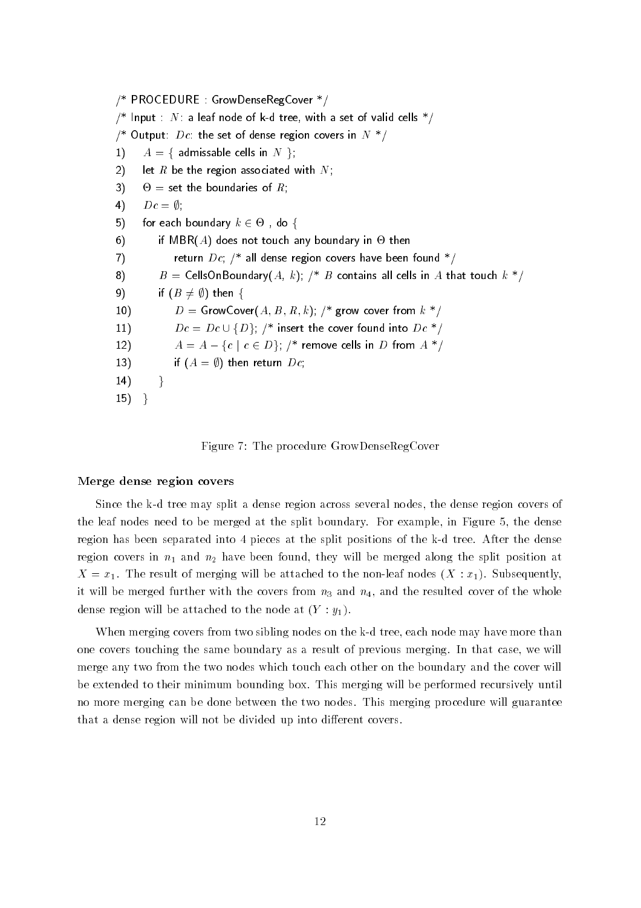```
/* PROCEDURE : GrowDenseRegCover */
/* Input : N: a leaf node of k-d tree, with a set of valid cells */
/* Output: Dc: the set of dense region covers in N */
1)    A = { admissable cells in N };
2)    let R be the region associated with N;
3)    Θ = set the boundaries of R;
4)    Dc = ∅;
5)    for each boundary k ∈ Θ , do {
6)        if MBR(A) does not touch any boundary in Θ then
7)            return Dc; /* all dense region covers have been found */
8)        B = CellsOnBoundary(A, k); /* B contains all cells in A that touch k */
9)        if (B ≠ ∅) then {
10)           D = GrowCover(A, B, R, k); /* grow cover from k */
11)           Dc = Dc ∪ {D}; /* insert the cover found into Dc */
12)           A = A − {c | c ∈ D}; /* remove cells in D from A */
13)           if (A = ∅) then return Dc;
14)       }
15)   }
```

Figure 7: The procedure GrowDenseRegCover

### Merge dense region covers

Since the k-d tree may split a dense region across several nodes, the dense region covers of the leaf nodes need to be merged at the split boundary. For example, in Figure 5, the dense region has been separated into 4 pieces at the split positions of the k-d tree. After the dense region covers in $n_1$ and $n_2$ have been found, they will be merged along the split position at $X = x_1$. The result of merging will be attached to the non-leaf nodes $(X : x_1)$. Subsequently, it will be merged further with the covers from $n_3$ and $n_4$, and the resulted cover of the whole dense region will be attached to the node at $(Y : y_1)$.

When merging covers from two sibling nodes on the k-d tree, each node may have more than one covers touching the same boundary as a result of previous merging. In that case, we will merge any two from the two nodes which touch each other on the boundary and the cover will be extended to their minimum bounding box. This merging will be performed recursively until no more merging can be done between the two nodes. This merging procedure will guarantee that a dense region will not be divided up into different covers.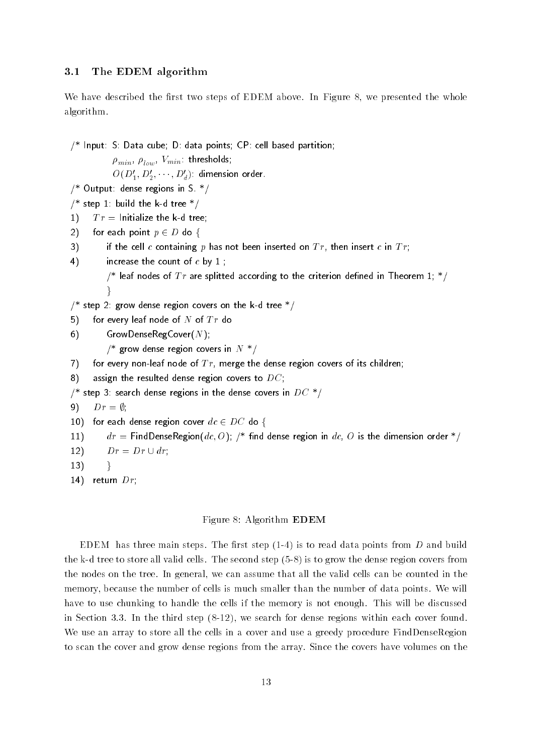### 3.1 The EDEM algorithm

We have described the first two steps of EDEM above. In Figure 8, we presented the whole algorithm.

```
/* Input: S: Data cube; D: data points; CP: cell based partition;
          ρ_min, ρ_low, V_min: thresholds;
          O(D'_1, D'_2, ···, D'_d): dimension order.
/* Output: dense regions in S. */
/* step 1: build the k-d tree */
1)    Tr = Initialize the k-d tree;
2)    for each point p ∈ D do {
3)        if the cell c containing p has not been inserted on Tr, then insert c in Tr;
4)        increase the count of c by 1 ;
          /* leaf nodes of Tr are splitted according to the criterion defined in Theorem 1; */
          }
/* step 2: grow dense region covers on the k-d tree */
5)    for every leaf node of N of Tr do
6)        GrowDenseRegCover(N);
          /* grow dense region covers in N */
7)    for every non-leaf node of Tr, merge the dense region covers of its children;
8)    assign the resulted dense region covers to DC;
/* step 3: search dense regions in the dense covers in DC */
9)    Dr = ∅;
10)   for each dense region cover dc ∈ DC do {
11)       dr = FindDenseRegion(dc, O); /* find dense region in dc, O is the dimension order */
12)       Dr = Dr ∪ dr;
13)       }
14)   return Dr;
```

Figure 8: Algorithm **EDEM**

EDEM has three main steps. The first step (1-4) is to read data points from $D$ and build the k-d tree to store all valid cells. The second step (5-8) is to grow the dense region covers from the nodes on the tree. In general, we can assume that all the valid cells can be counted in the memory, because the number of cells is much smaller than the number of data points. We will have to use chunking to handle the cells if the memory is not enough. This will be discussed in Section 3.3. In the third step (8-12), we search for dense regions within each cover found. We use an array to store all the cells in a cover and use a greedy procedure FindDenseRegion to scan the cover and grow dense regions from the array. Since the covers have volumes on the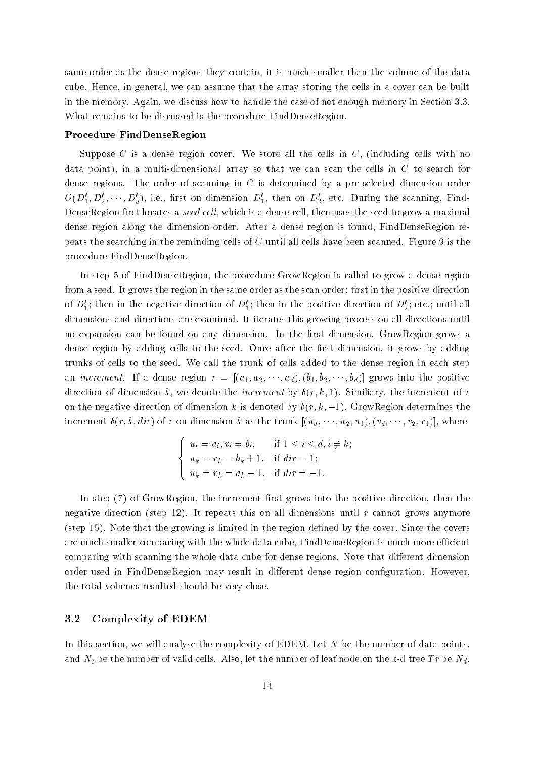same order as the dense regions they contain, it is much smaller than the volume of the data cube. Hence, in general, we can assume that the array storing the cells in a cover can be built in the memory. Again, we discuss how to handle the case of not enough memory in Section 3.3. What remains to be discussed is the procedure FindDenseRegion.

**Procedure FindDenseRegion**

Suppose $C$ is a dense region cover. We store all the cells in $C$, (including cells with no data point), in a multi-dimensional array so that we can scan the cells in $C$ to search for dense regions. The order of scanning in $C$ is determined by a pre-selected dimension order $O(D'_1, D'_2, \cdots, D'_d)$, i.e., first on dimension $D'_1$, then on $D'_2$, etc. During the scanning, FindDenseRegion first locates a *seed cell*, which is a dense cell, then uses the seed to grow a maximal dense region along the dimension order. After a dense region is found, FindDenseRegion repeats the searching in the reminding cells of $C$ until all cells have been scanned. Figure 9 is the procedure FindDenseRegion.

In step 5 of FindDenseRegion, the procedure GrowRegion is called to grow a dense region from a seed. It grows the region in the same order as the scan order: first in the positive direction of $D'_1$; then in the negative direction of $D'_1$; then in the positive direction of $D'_2$; etc.; until all dimensions and directions are examined. It iterates this growing process on all directions until no expansion can be found on any dimension. In the first dimension, GrowRegion grows a dense region by adding cells to the seed. Once after the first dimension, it grows by adding trunks of cells to the seed. We call the trunk of cells added to the dense region in each step an *increment*. If a dense region $r = [(a_1, a_2, \cdots, a_d), (b_1, b_2, \cdots, b_d)]$ grows into the positive direction of dimension $k$, we denote the *increment* by $\delta(r, k, 1)$. Similiary, the increment of $r$ on the negative direction of dimension $k$ is denoted by $\delta(r, k, -1)$. GrowRegion determines the increment $\delta(r, k, dir)$ of $r$ on dimension $k$ as the trunk $[(u_d, \cdots, u_2, u_1), (v_d, \cdots, v_2, v_1)]$, where

$$
\begin{cases}
u_i = a_i, v_i = b_i, & \text{if } 1 \leq i \leq d, i \neq k; \\
u_k = v_k = b_k + 1, & \text{if } dir = 1; \\
u_k = v_k = a_k - 1, & \text{if } dir = -1.
\end{cases}
$$

In step (7) of GrowRegion, the increment first grows into the positive direction, then the negative direction (step 12). It repeats this on all dimensions until $r$ cannot grows anymore (step 15). Note that the growing is limited in the region defined by the cover. Since the covers are much smaller comparing with the whole data cube, FindDenseRegion is much more efficient comparing with scanning the whole data cube for dense regions. Note that different dimension order used in FindDenseRegion may result in different dense region configuration. However, the total volumes resulted should be very close.

### 3.2 Complexity of EDEM

In this section, we will analyse the complexity of EDEM. Let $N$ be the number of data points, and $N_c$ be the number of valid cells. Also, let the number of leaf node on the k-d tree $Tr$ be $N_d$,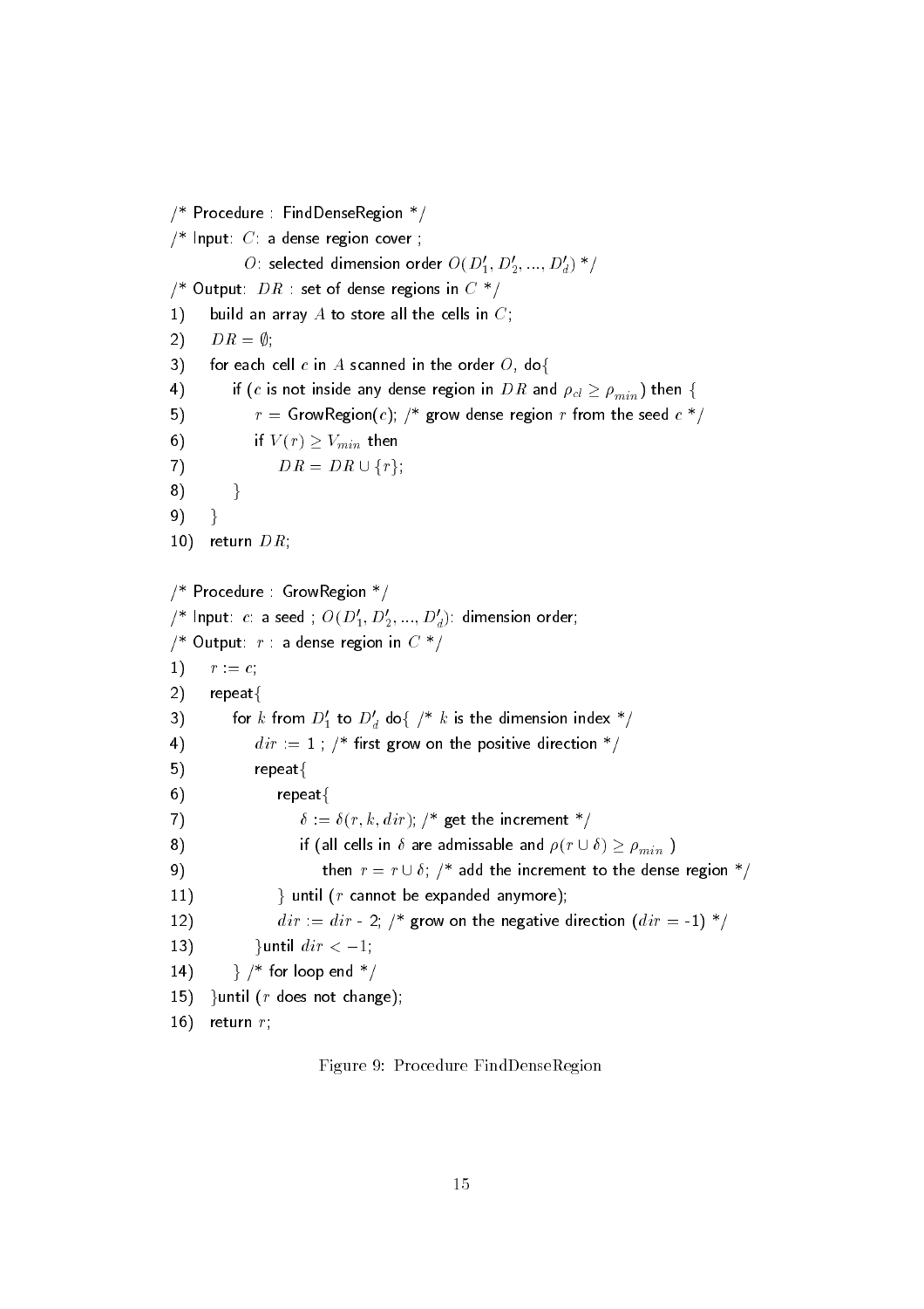```
/* Procedure : FindDenseRegion */
/* Input: C: a dense region cover ;
          O: selected dimension order O(D'_1, D'_2, ..., D'_d) */
/* Output: DR : set of dense regions in C */
1)   build an array A to store all the cells in C;
2)   DR = ∅;
3)   for each cell c in A scanned in the order O, do{
4)       if (c is not inside any dense region in DR and ρ_cl ≥ ρ_min) then {
5)           r = GrowRegion(c); /* grow dense region r from the seed c */
6)           if V(r) ≥ V_min then
7)               DR = DR ∪ {r};
8)       }
9)   }
10)  return DR;

/* Procedure : GrowRegion */
/* Input: c: a seed ; O(D'_1, D'_2, ..., D'_d): dimension order;
/* Output: r : a dense region in C */
1)   r := c;
2)   repeat{
3)       for k from D'_1 to D'_d do{ /* k is the dimension index */
4)           dir := 1 ; /* first grow on the positive direction */
5)           repeat{
6)               repeat{
7)                   δ := δ(r, k, dir); /* get the increment */
8)                   if (all cells in δ are admissable and ρ(r ∪ δ) ≥ ρ_min )
9)                       then r = r ∪ δ; /* add the increment to the dense region */
11)              } until (r cannot be expanded anymore);
12)              dir := dir - 2; /* grow on the negative direction (dir = -1) */
13)          }until dir < −1;
14)      } /* for loop end */
15)  }until (r does not change);
16)  return r;
```

Figure 9: Procedure FindDenseRegion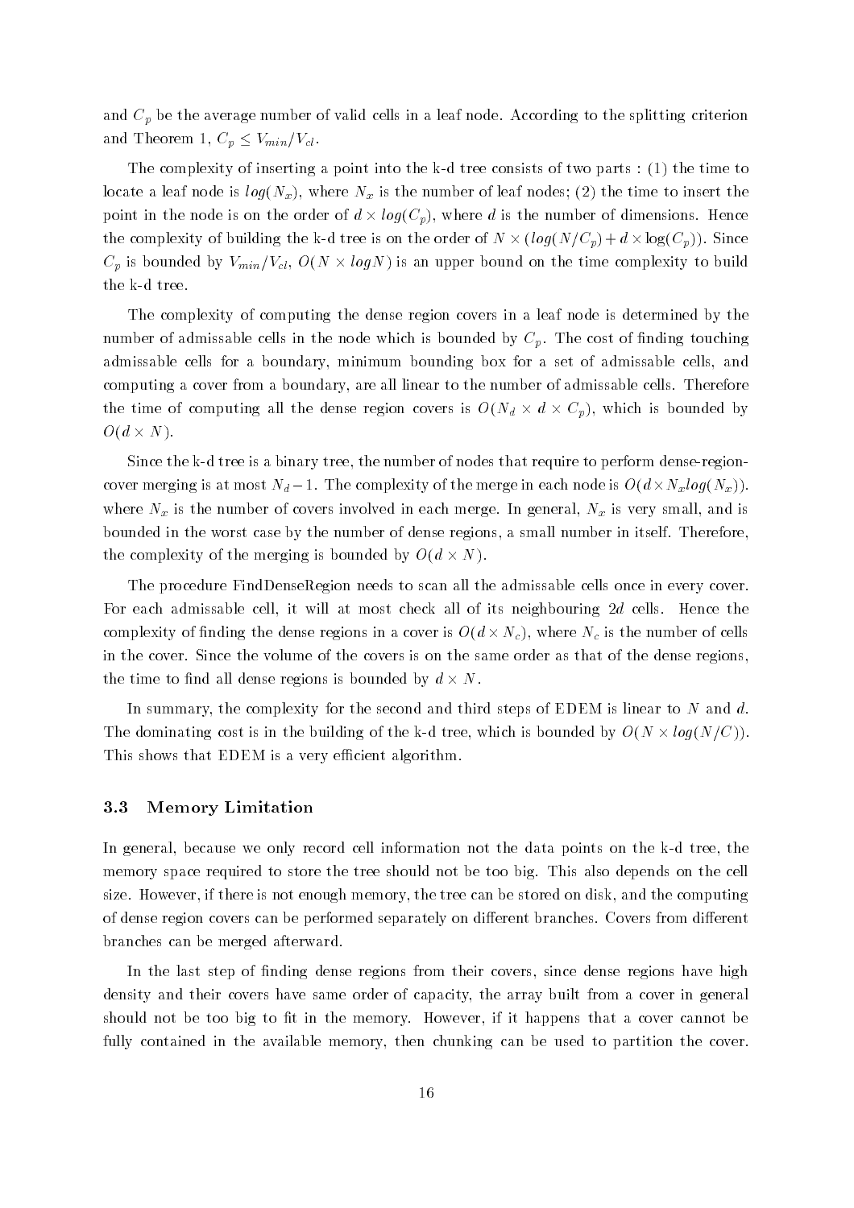and $C_p$ be the average number of valid cells in a leaf node. According to the splitting criterion and Theorem 1, $C_p \leq V_{min}/V_{cl}$.

The complexity of inserting a point into the k-d tree consists of two parts : (1) the time to locate a leaf node is $log(N_x)$, where $N_x$ is the number of leaf nodes; (2) the time to insert the point in the node is on the order of $d \times log(C_p)$, where $d$ is the number of dimensions. Hence the complexity of building the k-d tree is on the order of $N \times (log(N/C_p) + d \times \log(C_p))$. Since $C_p$ is bounded by $V_{min}/V_{cl}$, $O(N \times logN)$ is an upper bound on the time complexity to build the k-d tree.

The complexity of computing the dense region covers in a leaf node is determined by the number of admissable cells in the node which is bounded by $C_p$. The cost of finding touching admissable cells for a boundary, minimum bounding box for a set of admissable cells, and computing a cover from a boundary, are all linear to the number of admissable cells. Therefore the time of computing all the dense region covers is $O(N_d \times d \times C_p)$, which is bounded by $O(d \times N)$.

Since the k-d tree is a binary tree, the number of nodes that require to perform dense-region-cover merging is at most $N_d - 1$. The complexity of the merge in each node is $O(d \times N_x log(N_x))$. where $N_x$ is the number of covers involved in each merge. In general, $N_x$ is very small, and is bounded in the worst case by the number of dense regions, a small number in itself. Therefore, the complexity of the merging is bounded by $O(d \times N)$.

The procedure FindDenseRegion needs to scan all the admissable cells once in every cover. For each admissable cell, it will at most check all of its neighbouring $2d$ cells. Hence the complexity of finding the dense regions in a cover is $O(d \times N_c)$, where $N_c$ is the number of cells in the cover. Since the volume of the covers is on the same order as that of the dense regions, the time to find all dense regions is bounded by $d \times N$.

In summary, the complexity for the second and third steps of EDEM is linear to $N$ and $d$. The dominating cost is in the building of the k-d tree, which is bounded by $O(N \times log(N/C))$. This shows that EDEM is a very efficient algorithm.

### 3.3 Memory Limitation

In general, because we only record cell information not the data points on the k-d tree, the memory space required to store the tree should not be too big. This also depends on the cell size. However, if there is not enough memory, the tree can be stored on disk, and the computing of dense region covers can be performed separately on different branches. Covers from different branches can be merged afterward.

In the last step of finding dense regions from their covers, since dense regions have high density and their covers have same order of capacity, the array built from a cover in general should not be too big to fit in the memory. However, if it happens that a cover cannot be fully contained in the available memory, then chunking can be used to partition the cover.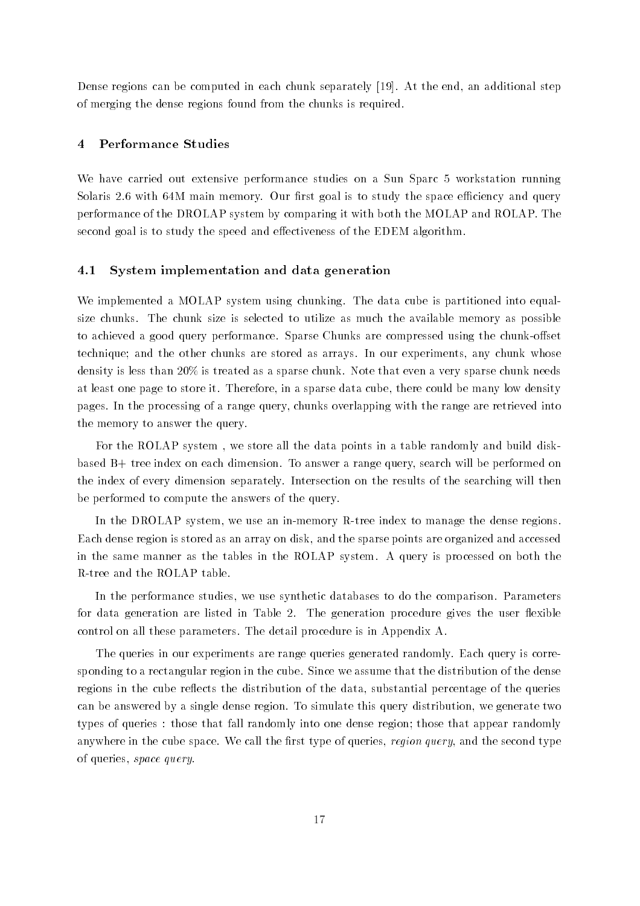Dense regions can be computed in each chunk separately [19]. At the end, an additional step of merging the dense regions found from the chunks is required.

## 4 Performance Studies

We have carried out extensive performance studies on a Sun Sparc 5 workstation running Solaris 2.6 with 64M main memory. Our first goal is to study the space efficiency and query performance of the DROLAP system by comparing it with both the MOLAP and ROLAP. The second goal is to study the speed and effectiveness of the EDEM algorithm.

### 4.1 System implementation and data generation

We implemented a MOLAP system using chunking. The data cube is partitioned into equal-size chunks. The chunk size is selected to utilize as much the available memory as possible to achieved a good query performance. Sparse Chunks are compressed using the chunk-offset technique; and the other chunks are stored as arrays. In our experiments, any chunk whose density is less than 20% is treated as a sparse chunk. Note that even a very sparse chunk needs at least one page to store it. Therefore, in a sparse data cube, there could be many low density pages. In the processing of a range query, chunks overlapping with the range are retrieved into the memory to answer the query.

For the ROLAP system , we store all the data points in a table randomly and build disk-based B+ tree index on each dimension. To answer a range query, search will be performed on the index of every dimension separately. Intersection on the results of the searching will then be performed to compute the answers of the query.

In the DROLAP system, we use an in-memory R-tree index to manage the dense regions. Each dense region is stored as an array on disk, and the sparse points are organized and accessed in the same manner as the tables in the ROLAP system. A query is processed on both the R-tree and the ROLAP table.

In the performance studies, we use synthetic databases to do the comparison. Parameters for data generation are listed in Table 2. The generation procedure gives the user flexible control on all these parameters. The detail procedure is in Appendix A.

The queries in our experiments are range queries generated randomly. Each query is corresponding to a rectangular region in the cube. Since we assume that the distribution of the dense regions in the cube reflects the distribution of the data, substantial percentage of the queries can be answered by a single dense region. To simulate this query distribution, we generate two types of queries : those that fall randomly into one dense region; those that appear randomly anywhere in the cube space. We call the first type of queries, *region query*, and the second type of queries, *space query*.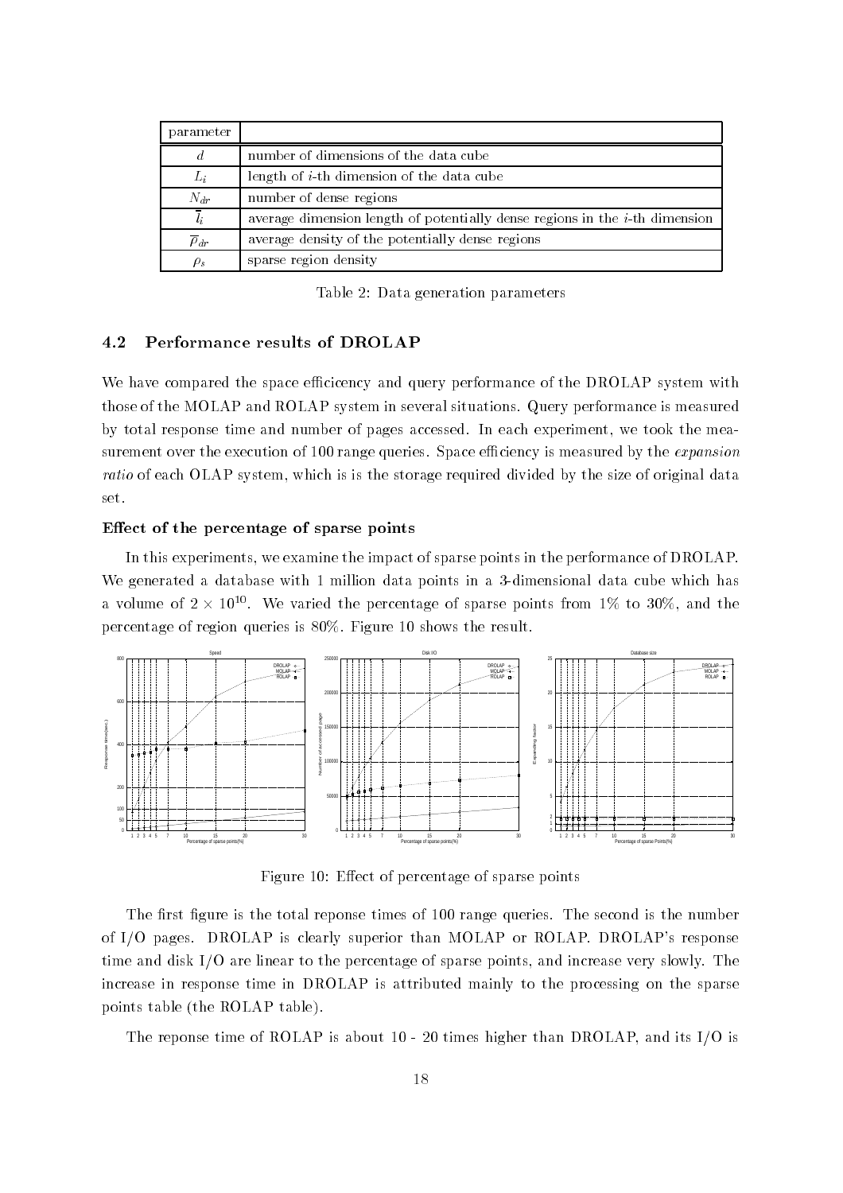| parameter | |
|---|---|
| $d$ | number of dimensions of the data cube |
| $L_i$ | length of $i$-th dimension of the data cube |
| $N_{dr}$ | number of dense regions |
| $\overline{l}_i$ | average dimension length of potentially dense regions in the $i$-th dimension |
| $\overline{\rho}_{dr}$ | average density of the potentially dense regions |
| $\rho_s$ | sparse region density |

Table 2: Data generation parameters

### 4.2 Performance results of DROLAP

We have compared the space eficicency and query performance of the DROLAP system with those of the MOLAP and ROLAP system in several situations. Query performance is measured by total response time and number of pages accessed. In each experiment, we took the measurement over the execution of 100 range queries. Space efficiency is measured by the *expansion ratio* of each OLAP system, which is is the storage required divided by the size of original data set.

#### Effect of the percentage of sparse points

In this experiments, we examine the impact of sparse points in the performance of DROLAP. We generated a database with 1 million data points in a 3-dimensional data cube which has a volume of $2 \times 10^{10}$. We varied the percentage of sparse points from 1% to 30%, and the percentage of region queries is 80%. Figure 10 shows the result.

Figure 10: Effect of percentage of sparse points

The first figure is the total reponse times of 100 range queries. The second is the number of I/O pages. DROLAP is clearly superior than MOLAP or ROLAP. DROLAP's response time and disk I/O are linear to the percentage of sparse points, and increase very slowly. The increase in response time in DROLAP is attributed mainly to the processing on the sparse points table (the ROLAP table).

The reponse time of ROLAP is about 10 - 20 times higher than DROLAP, and its I/O is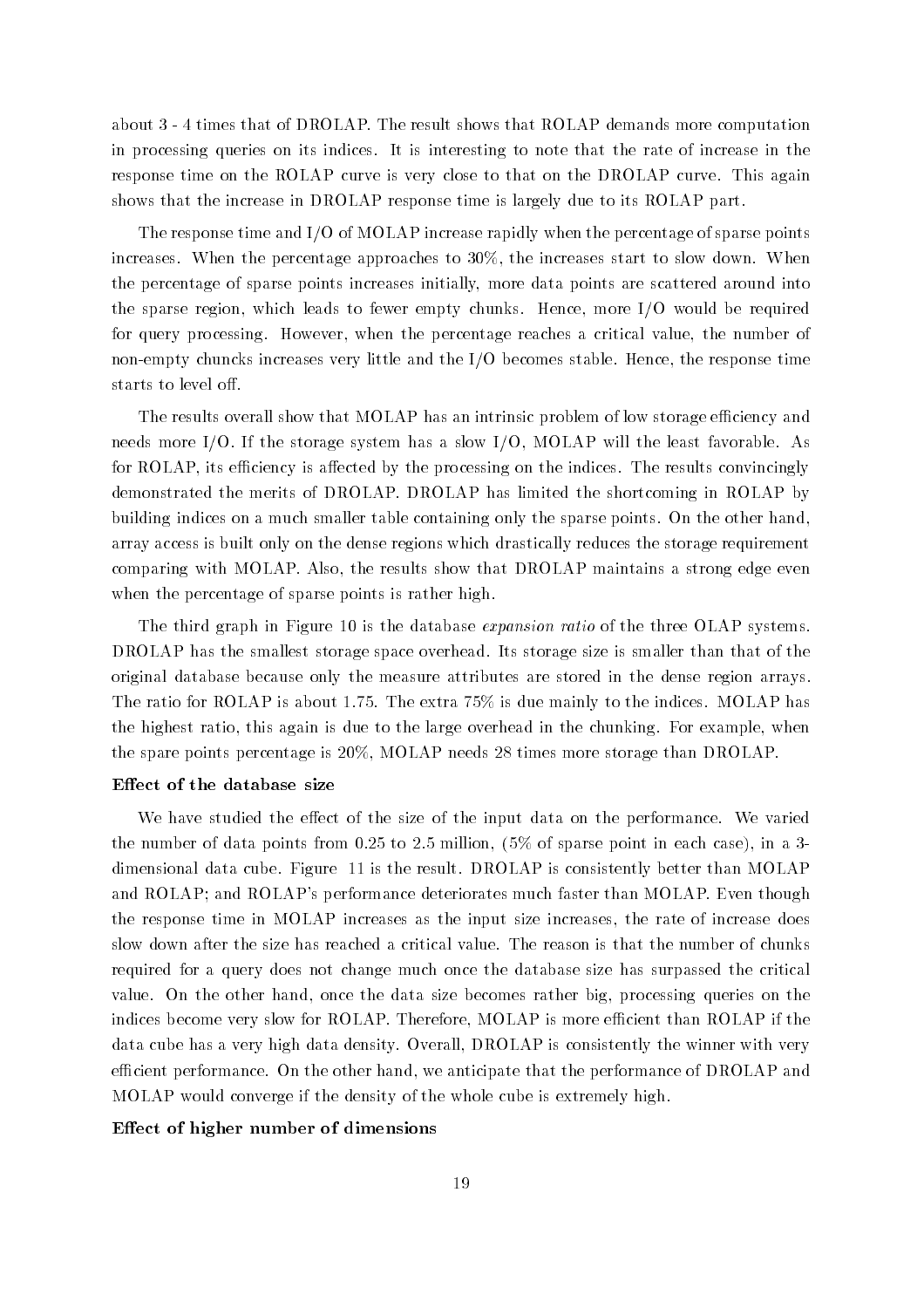about 3 - 4 times that of DROLAP. The result shows that ROLAP demands more computation in processing queries on its indices. It is interesting to note that the rate of increase in the response time on the ROLAP curve is very close to that on the DROLAP curve. This again shows that the increase in DROLAP response time is largely due to its ROLAP part.

The response time and I/O of MOLAP increase rapidly when the percentage of sparse points increases. When the percentage approaches to 30%, the increases start to slow down. When the percentage of sparse points increases initially, more data points are scattered around into the sparse region, which leads to fewer empty chunks. Hence, more I/O would be required for query processing. However, when the percentage reaches a critical value, the number of non-empty chuncks increases very little and the I/O becomes stable. Hence, the response time starts to level off.

The results overall show that MOLAP has an intrinsic problem of low storage efficiency and needs more I/O. If the storage system has a slow I/O, MOLAP will the least favorable. As for ROLAP, its efficiency is affected by the processing on the indices. The results convincingly demonstrated the merits of DROLAP. DROLAP has limited the shortcoming in ROLAP by building indices on a much smaller table containing only the sparse points. On the other hand, array access is built only on the dense regions which drastically reduces the storage requirement comparing with MOLAP. Also, the results show that DROLAP maintains a strong edge even when the percentage of sparse points is rather high.

The third graph in Figure 10 is the database *expansion ratio* of the three OLAP systems. DROLAP has the smallest storage space overhead. Its storage size is smaller than that of the original database because only the measure attributes are stored in the dense region arrays. The ratio for ROLAP is about 1.75. The extra 75% is due mainly to the indices. MOLAP has the highest ratio, this again is due to the large overhead in the chunking. For example, when the spare points percentage is 20%, MOLAP needs 28 times more storage than DROLAP.

**Effect of the database size**

We have studied the effect of the size of the input data on the performance. We varied the number of data points from 0.25 to 2.5 million, (5% of sparse point in each case), in a 3-dimensional data cube. Figure 11 is the result. DROLAP is consistently better than MOLAP and ROLAP; and ROLAP's performance deteriorates much faster than MOLAP. Even though the response time in MOLAP increases as the input size increases, the rate of increase does slow down after the size has reached a critical value. The reason is that the number of chunks required for a query does not change much once the database size has surpassed the critical value. On the other hand, once the data size becomes rather big, processing queries on the indices become very slow for ROLAP. Therefore, MOLAP is more efficient than ROLAP if the data cube has a very high data density. Overall, DROLAP is consistently the winner with very efficient performance. On the other hand, we anticipate that the performance of DROLAP and MOLAP would converge if the density of the whole cube is extremely high.

**Effect of higher number of dimensions**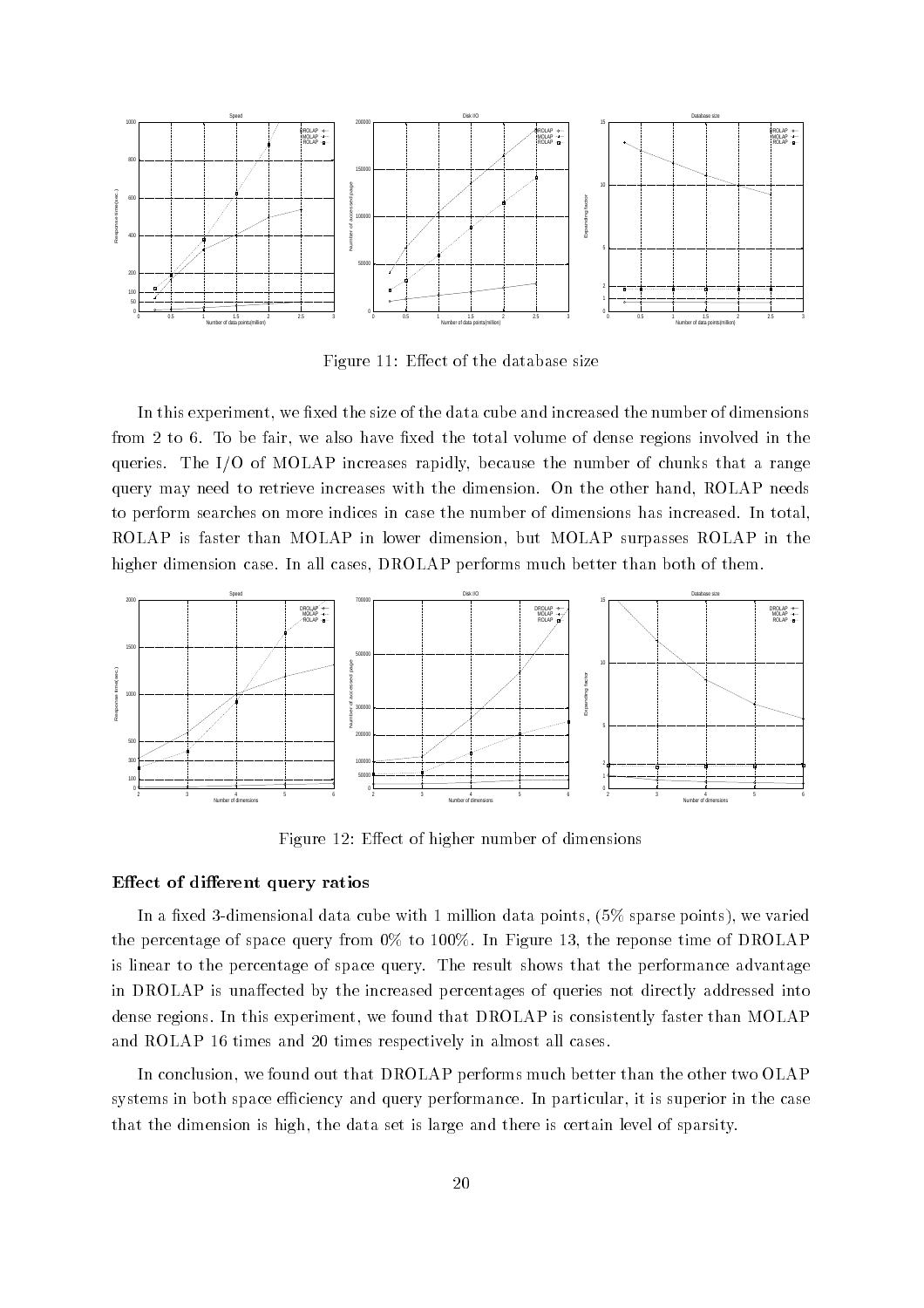Figure 11: Effect of the database size

In this experiment, we fixed the size of the data cube and increased the number of dimensions from 2 to 6. To be fair, we also have fixed the total volume of dense regions involved in the queries. The I/O of MOLAP increases rapidly, because the number of chunks that a range query may need to retrieve increases with the dimension. On the other hand, ROLAP needs to perform searches on more indices in case the number of dimensions has increased. In total, ROLAP is faster than MOLAP in lower dimension, but MOLAP surpasses ROLAP in the higher dimension case. In all cases, DROLAP performs much better than both of them.

Figure 12: Effect of higher number of dimensions

**Effect of different query ratios**

In a fixed 3-dimensional data cube with 1 million data points, (5% sparse points), we varied the percentage of space query from 0% to 100%. In Figure 13, the reponse time of DROLAP is linear to the percentage of space query. The result shows that the performance advantage in DROLAP is unaffected by the increased percentages of queries not directly addressed into dense regions. In this experiment, we found that DROLAP is consistently faster than MOLAP and ROLAP 16 times and 20 times respectively in almost all cases.

In conclusion, we found out that DROLAP performs much better than the other two OLAP systems in both space efficiency and query performance. In particular, it is superior in the case that the dimension is high, the data set is large and there is certain level of sparsity.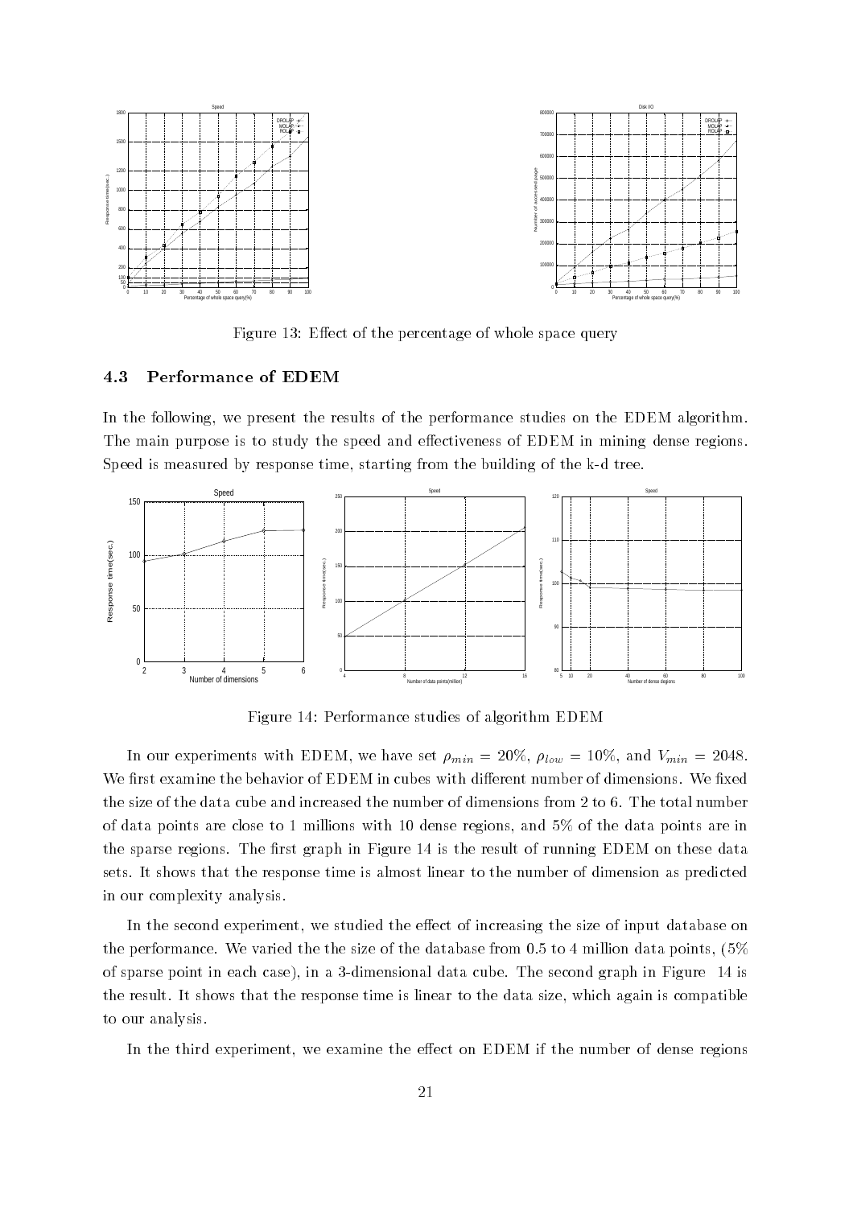Figure 13: Effect of the percentage of whole space query

### 4.3 Performance of EDEM

In the following, we present the results of the performance studies on the EDEM algorithm. The main purpose is to study the speed and effectiveness of EDEM in mining dense regions. Speed is measured by response time, starting from the building of the k-d tree.

Figure 14: Performance studies of algorithm EDEM

In our experiments with EDEM, we have set $\rho_{min} = 20\%$, $\rho_{low} = 10\%$, and $V_{min} = 2048$. We first examine the behavior of EDEM in cubes with different number of dimensions. We fixed the size of the data cube and increased the number of dimensions from 2 to 6. The total number of data points are close to 1 millions with 10 dense regions, and 5% of the data points are in the sparse regions. The first graph in Figure 14 is the result of running EDEM on these data sets. It shows that the response time is almost linear to the number of dimension as predicted in our complexity analysis.

In the second experiment, we studied the effect of increasing the size of input database on the performance. We varied the the size of the database from 0.5 to 4 million data points, (5% of sparse point in each case), in a 3-dimensional data cube. The second graph in Figure 14 is the result. It shows that the response time is linear to the data size, which again is compatible to our analysis.

In the third experiment, we examine the effect on EDEM if the number of dense regions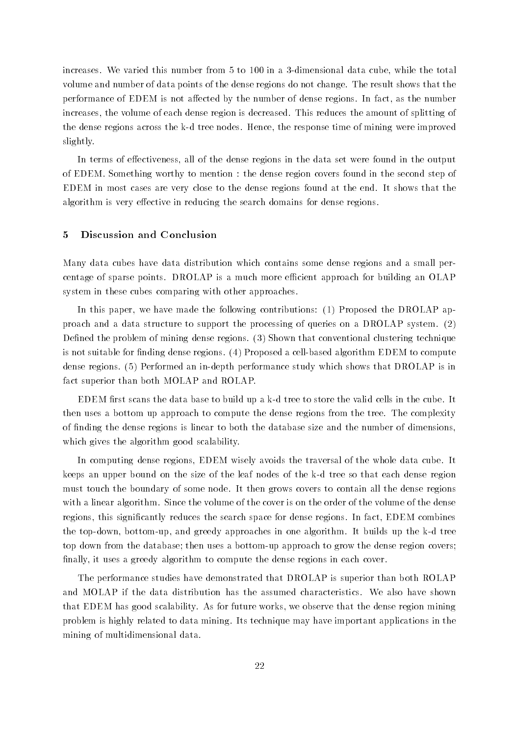increases. We varied this number from 5 to 100 in a 3-dimensional data cube, while the total volume and number of data points of the dense regions do not change. The result shows that the performance of EDEM is not affected by the number of dense regions. In fact, as the number increases, the volume of each dense region is decreased. This reduces the amount of splitting of the dense regions across the k-d tree nodes. Hence, the response time of mining were improved slightly.

In terms of effectiveness, all of the dense regions in the data set were found in the output of EDEM. Something worthy to mention : the dense region covers found in the second step of EDEM in most cases are very close to the dense regions found at the end. It shows that the algorithm is very effective in reducing the search domains for dense regions.

## 5 Discussion and Conclusion

Many data cubes have data distribution which contains some dense regions and a small percentage of sparse points. DROLAP is a much more efficient approach for building an OLAP system in these cubes comparing with other approaches.

In this paper, we have made the following contributions: (1) Proposed the DROLAP approach and a data structure to support the processing of queries on a DROLAP system. (2) Defined the problem of mining dense regions. (3) Shown that conventional clustering technique is not suitable for finding dense regions. (4) Proposed a cell-based algorithm EDEM to compute dense regions. (5) Performed an in-depth performance study which shows that DROLAP is in fact superior than both MOLAP and ROLAP.

EDEM first scans the data base to build up a k-d tree to store the valid cells in the cube. It then uses a bottom up approach to compute the dense regions from the tree. The complexity of finding the dense regions is linear to both the database size and the number of dimensions, which gives the algorithm good scalability.

In computing dense regions, EDEM wisely avoids the traversal of the whole data cube. It keeps an upper bound on the size of the leaf nodes of the k-d tree so that each dense region must touch the boundary of some node. It then grows covers to contain all the dense regions with a linear algorithm. Since the volume of the cover is on the order of the volume of the dense regions, this significantly reduces the search space for dense regions. In fact, EDEM combines the top-down, bottom-up, and greedy approaches in one algorithm. It builds up the k-d tree top down from the database; then uses a bottom-up approach to grow the dense region covers; finally, it uses a greedy algorithm to compute the dense regions in each cover.

The performance studies have demonstrated that DROLAP is superior than both ROLAP and MOLAP if the data distribution has the assumed characteristics. We also have shown that EDEM has good scalability. As for future works, we observe that the dense region mining problem is highly related to data mining. Its technique may have important applications in the mining of multidimensional data.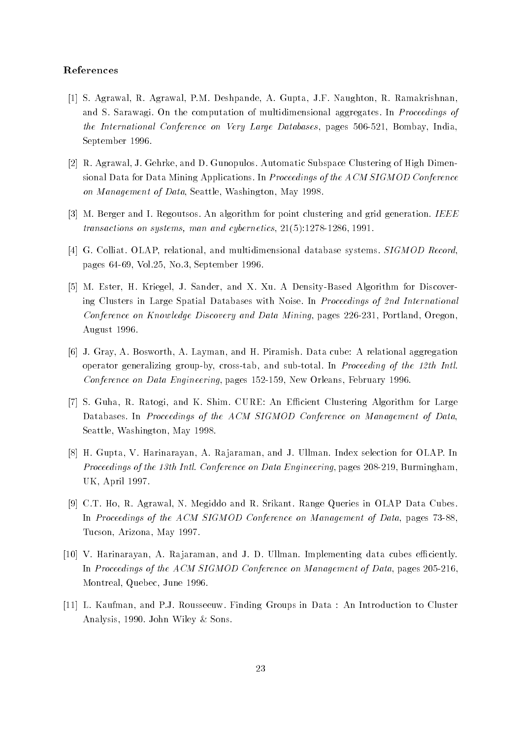## References

[1] S. Agrawal, R. Agrawal, P.M. Deshpande, A. Gupta, J.F. Naughton, R. Ramakrishnan, and S. Sarawagi. On the computation of multidimensional aggregates. In *Proceedings of the International Conference on Very Large Databases*, pages 506-521, Bombay, India, September 1996.

[2] R. Agrawal, J. Gehrke, and D. Gunopulos. Automatic Subspace Clustering of High Dimensional Data for Data Mining Applications. In *Proceedings of the ACM SIGMOD Conference on Management of Data*, Seattle, Washington, May 1998.

[3] M. Berger and I. Regoutsos. An algorithm for point clustering and grid generation. *IEEE transactions on systems, man and cybernetics*, 21(5):1278-1286, 1991.

[4] G. Colliat. OLAP, relational, and multidimensional database systems. *SIGMOD Record*, pages 64-69, Vol.25, No.3, September 1996.

[5] M. Ester, H. Kriegel, J. Sander, and X. Xu. A Density-Based Algorithm for Discovering Clusters in Large Spatial Databases with Noise. In *Proceedings of 2nd International Conference on Knowledge Discovery and Data Mining*, pages 226-231, Portland, Oregon, August 1996.

[6] J. Gray, A. Bosworth, A. Layman, and H. Piramish. Data cube: A relational aggregation operator generalizing group-by, cross-tab, and sub-total. In *Proceeding of the 12th Intl. Conference on Data Engineering*, pages 152-159, New Orleans, February 1996.

[7] S. Guha, R. Ratogi, and K. Shim. CURE: An Efficient Clustering Algorithm for Large Databases. In *Proceedings of the ACM SIGMOD Conference on Management of Data*, Seattle, Washington, May 1998.

[8] H. Gupta, V. Harinarayan, A. Rajaraman, and J. Ullman. Index selection for OLAP. In *Proceedings of the 13th Intl. Conference on Data Engineering*, pages 208-219, Burmingham, UK, April 1997.

[9] C.T. Ho, R. Agrawal, N. Megiddo and R. Srikant. Range Queries in OLAP Data Cubes. In *Proceedings of the ACM SIGMOD Conference on Management of Data*, pages 73-88, Tucson, Arizona, May 1997.

[10] V. Harinarayan, A. Rajaraman, and J. D. Ullman. Implementing data cubes efficiently. In *Proceedings of the ACM SIGMOD Conference on Management of Data*, pages 205-216, Montreal, Quebec, June 1996.

[11] L. Kaufman, and P.J. Rousseeuw. Finding Groups in Data : An Introduction to Cluster Analysis, 1990. John Wiley & Sons.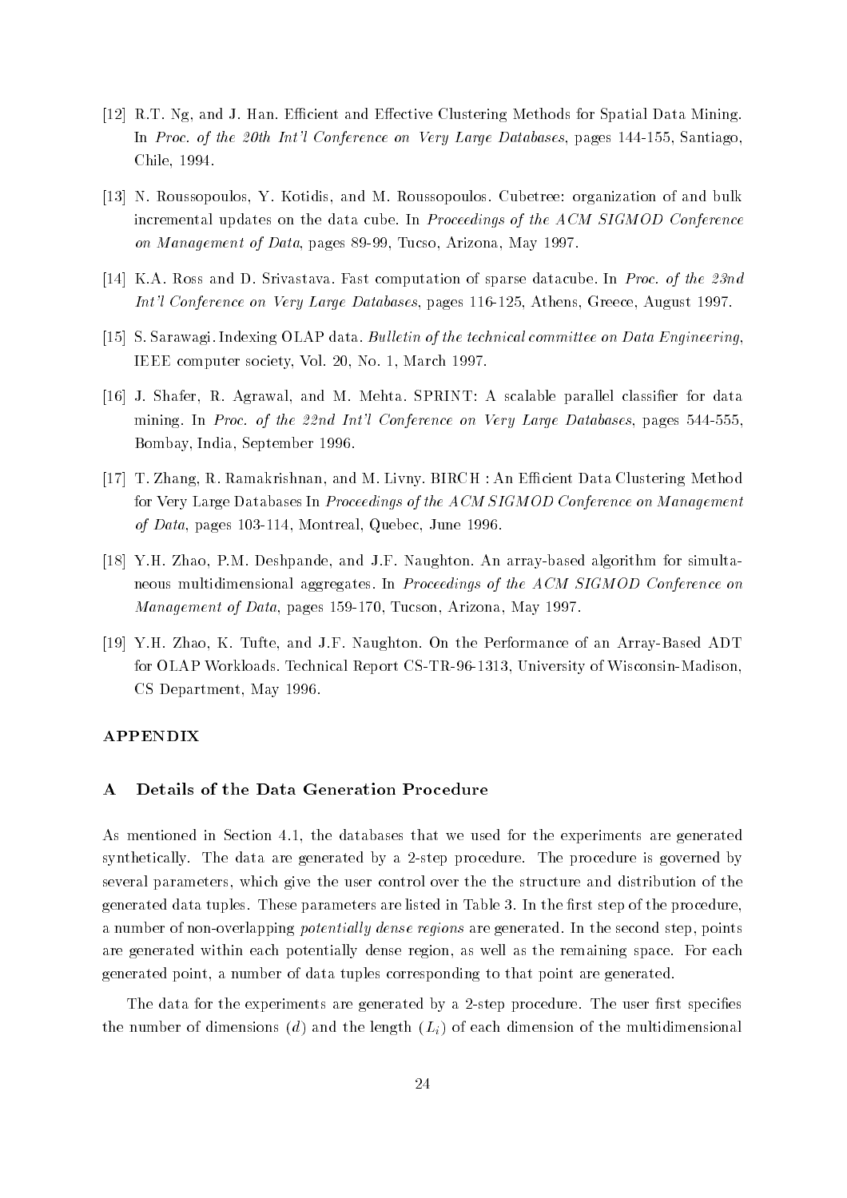[12] R.T. Ng, and J. Han. Efficient and Effective Clustering Methods for Spatial Data Mining. In *Proc. of the 20th Int'l Conference on Very Large Databases*, pages 144-155, Santiago, Chile, 1994.

[13] N. Roussopoulos, Y. Kotidis, and M. Roussopoulos. Cubetree: organization of and bulk incremental updates on the data cube. In *Proceedings of the ACM SIGMOD Conference on Management of Data*, pages 89-99, Tucso, Arizona, May 1997.

[14] K.A. Ross and D. Srivastava. Fast computation of sparse datacube. In *Proc. of the 23nd Int'l Conference on Very Large Databases*, pages 116-125, Athens, Greece, August 1997.

[15] S. Sarawagi. Indexing OLAP data. *Bulletin of the technical committee on Data Engineering*, IEEE computer society, Vol. 20, No. 1, March 1997.

[16] J. Shafer, R. Agrawal, and M. Mehta. SPRINT: A scalable parallel classifier for data mining. In *Proc. of the 22nd Int'l Conference on Very Large Databases*, pages 544-555, Bombay, India, September 1996.

[17] T. Zhang, R. Ramakrishnan, and M. Livny. BIRCH : An Efficient Data Clustering Method for Very Large Databases In *Proceedings of the ACM SIGMOD Conference on Management of Data*, pages 103-114, Montreal, Quebec, June 1996.

[18] Y.H. Zhao, P.M. Deshpande, and J.F. Naughton. An array-based algorithm for simultaneous multidimensional aggregates. In *Proceedings of the ACM SIGMOD Conference on Management of Data*, pages 159-170, Tucson, Arizona, May 1997.

[19] Y.H. Zhao, K. Tufte, and J.F. Naughton. On the Performance of an Array-Based ADT for OLAP Workloads. Technical Report CS-TR-96-1313, University of Wisconsin-Madison, CS Department, May 1996.

## APPENDIX

### A Details of the Data Generation Procedure

As mentioned in Section 4.1, the databases that we used for the experiments are generated synthetically. The data are generated by a 2-step procedure. The procedure is governed by several parameters, which give the user control over the the structure and distribution of the generated data tuples. These parameters are listed in Table 3. In the first step of the procedure, a number of non-overlapping *potentially dense regions* are generated. In the second step, points are generated within each potentially dense region, as well as the remaining space. For each generated point, a number of data tuples corresponding to that point are generated.

The data for the experiments are generated by a 2-step procedure. The user first specifies the number of dimensions ($d$) and the length ($L_i$) of each dimension of the multidimensional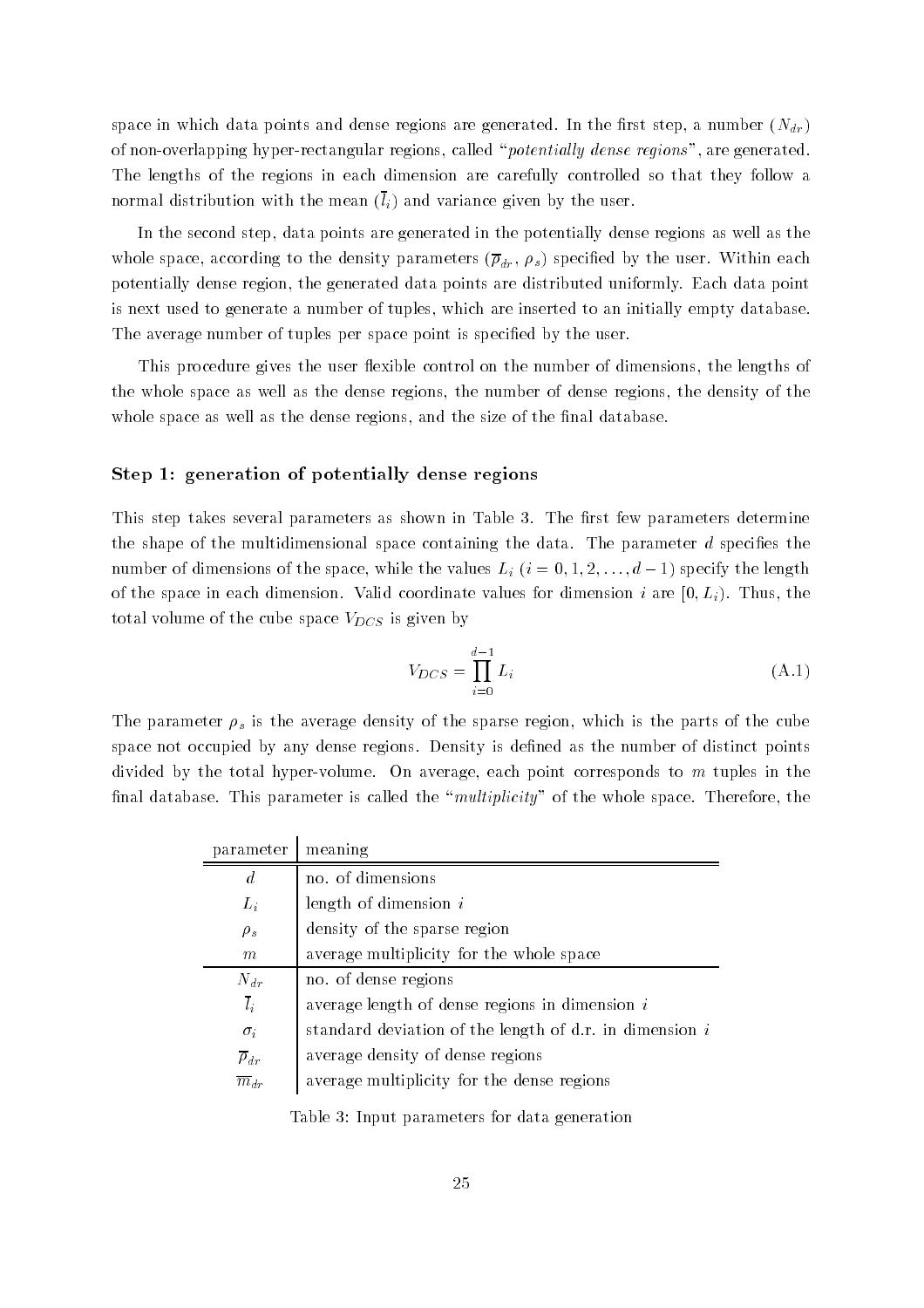space in which data points and dense regions are generated. In the first step, a number ($N_{dr}$) of non-overlapping hyper-rectangular regions, called "*potentially dense regions*", are generated. The lengths of the regions in each dimension are carefully controlled so that they follow a normal distribution with the mean ($\overline{l}_i$) and variance given by the user.

In the second step, data points are generated in the potentially dense regions as well as the whole space, according to the density parameters ($\overline{\rho}_{dr}$, $\rho_s$) specified by the user. Within each potentially dense region, the generated data points are distributed uniformly. Each data point is next used to generate a number of tuples, which are inserted to an initially empty database. The average number of tuples per space point is specified by the user.

This procedure gives the user flexible control on the number of dimensions, the lengths of the whole space as well as the dense regions, the number of dense regions, the density of the whole space as well as the dense regions, and the size of the final database.

### Step 1: generation of potentially dense regions

This step takes several parameters as shown in Table 3. The first few parameters determine the shape of the multidimensional space containing the data. The parameter $d$ specifies the number of dimensions of the space, while the values $L_i$ ($i = 0, 1, 2, \ldots, d-1$) specify the length of the space in each dimension. Valid coordinate values for dimension $i$ are $[0, L_i)$. Thus, the total volume of the cube space $V_{DCS}$ is given by

$$V_{DCS} = \prod_{i=0}^{d-1} L_i \tag{A.1}$$

The parameter $\rho_s$ is the average density of the sparse region, which is the parts of the cube space not occupied by any dense regions. Density is defined as the number of distinct points divided by the total hyper-volume. On average, each point corresponds to $m$ tuples in the final database. This parameter is called the "*multiplicity*" of the whole space. Therefore, the

| parameter | meaning |
|---|---|
| $d$ | no. of dimensions |
| $L_i$ | length of dimension $i$ |
| $\rho_s$ | density of the sparse region |
| $m$ | average multiplicity for the whole space |
| $N_{dr}$ | no. of dense regions |
| $\overline{l}_i$ | average length of dense regions in dimension $i$ |
| $\sigma_i$ | standard deviation of the length of d.r. in dimension $i$ |
| $\overline{\rho}_{dr}$ | average density of dense regions |
| $\overline{m}_{dr}$ | average multiplicity for the dense regions |

Table 3: Input parameters for data generation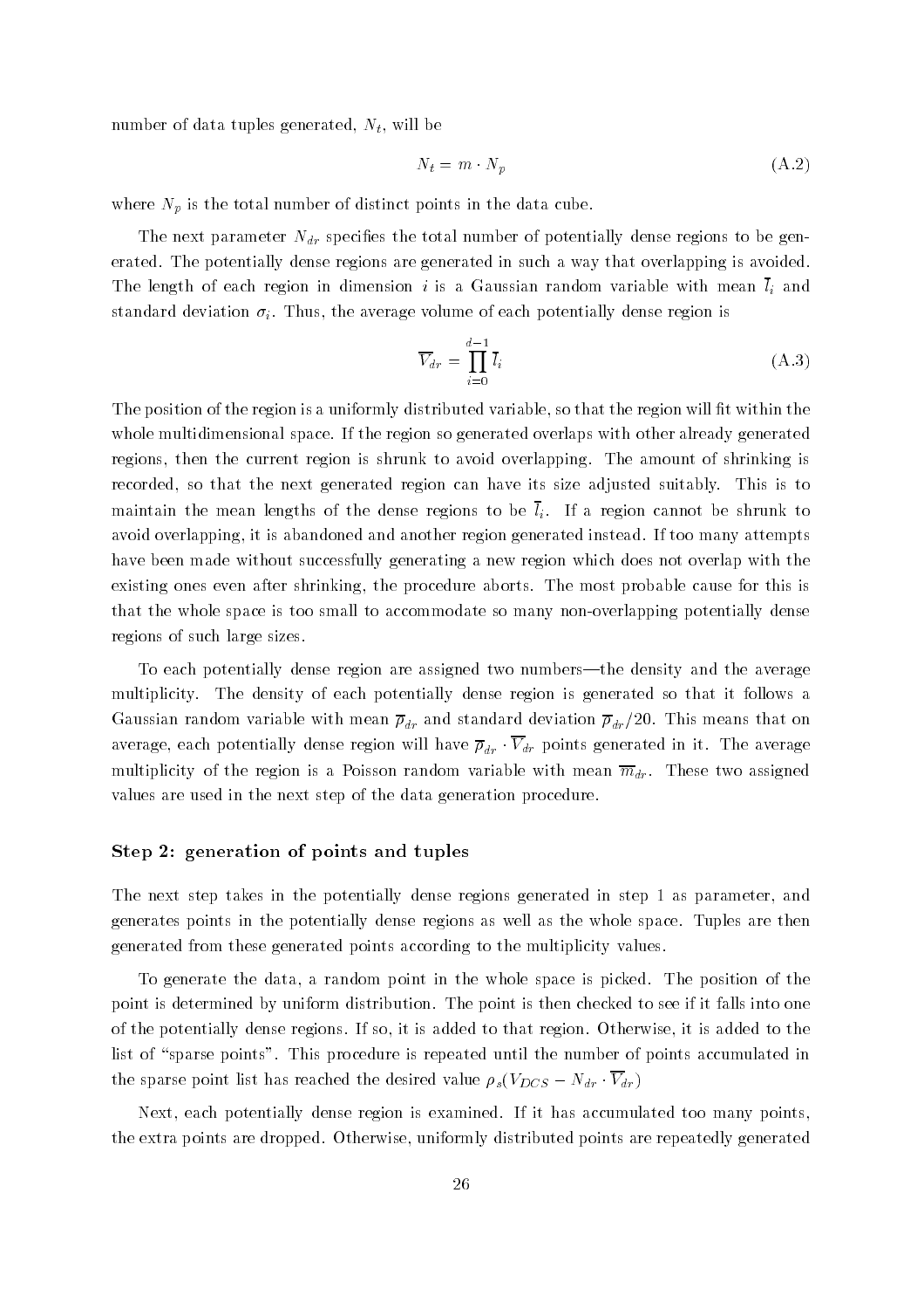number of data tuples generated, $N_t$, will be

$$N_t = m \cdot N_p \tag{A.2}$$

where $N_p$ is the total number of distinct points in the data cube.

The next parameter $N_{dr}$ specifies the total number of potentially dense regions to be generated. The potentially dense regions are generated in such a way that overlapping is avoided. The length of each region in dimension $i$ is a Gaussian random variable with mean $\overline{l}_i$ and standard deviation $\sigma_i$. Thus, the average volume of each potentially dense region is

$$\overline{V_{dr}} = \prod_{i=0}^{d-1} \overline{l}_i \tag{A.3}$$

The position of the region is a uniformly distributed variable, so that the region will fit within the whole multidimensional space. If the region so generated overlaps with other already generated regions, then the current region is shrunk to avoid overlapping. The amount of shrinking is recorded, so that the next generated region can have its size adjusted suitably. This is to maintain the mean lengths of the dense regions to be $\overline{l}_i$. If a region cannot be shrunk to avoid overlapping, it is abandoned and another region generated instead. If too many attempts have been made without successfully generating a new region which does not overlap with the existing ones even after shrinking, the procedure aborts. The most probable cause for this is that the whole space is too small to accommodate so many non-overlapping potentially dense regions of such large sizes.

To each potentially dense region are assigned two numbers—the density and the average multiplicity. The density of each potentially dense region is generated so that it follows a Gaussian random variable with mean $\overline{\rho}_{dr}$ and standard deviation $\overline{\rho}_{dr}/20$. This means that on average, each potentially dense region will have $\overline{\rho}_{dr} \cdot \overline{V_{dr}}$ points generated in it. The average multiplicity of the region is a Poisson random variable with mean $\overline{m}_{dr}$. These two assigned values are used in the next step of the data generation procedure.

### Step 2: generation of points and tuples

The next step takes in the potentially dense regions generated in step 1 as parameter, and generates points in the potentially dense regions as well as the whole space. Tuples are then generated from these generated points according to the multiplicity values.

To generate the data, a random point in the whole space is picked. The position of the point is determined by uniform distribution. The point is then checked to see if it falls into one of the potentially dense regions. If so, it is added to that region. Otherwise, it is added to the list of "sparse points". This procedure is repeated until the number of points accumulated in the sparse point list has reached the desired value $\rho_s(V_{DCS} - N_{dr} \cdot \overline{V_{dr}})$

Next, each potentially dense region is examined. If it has accumulated too many points, the extra points are dropped. Otherwise, uniformly distributed points are repeatedly generated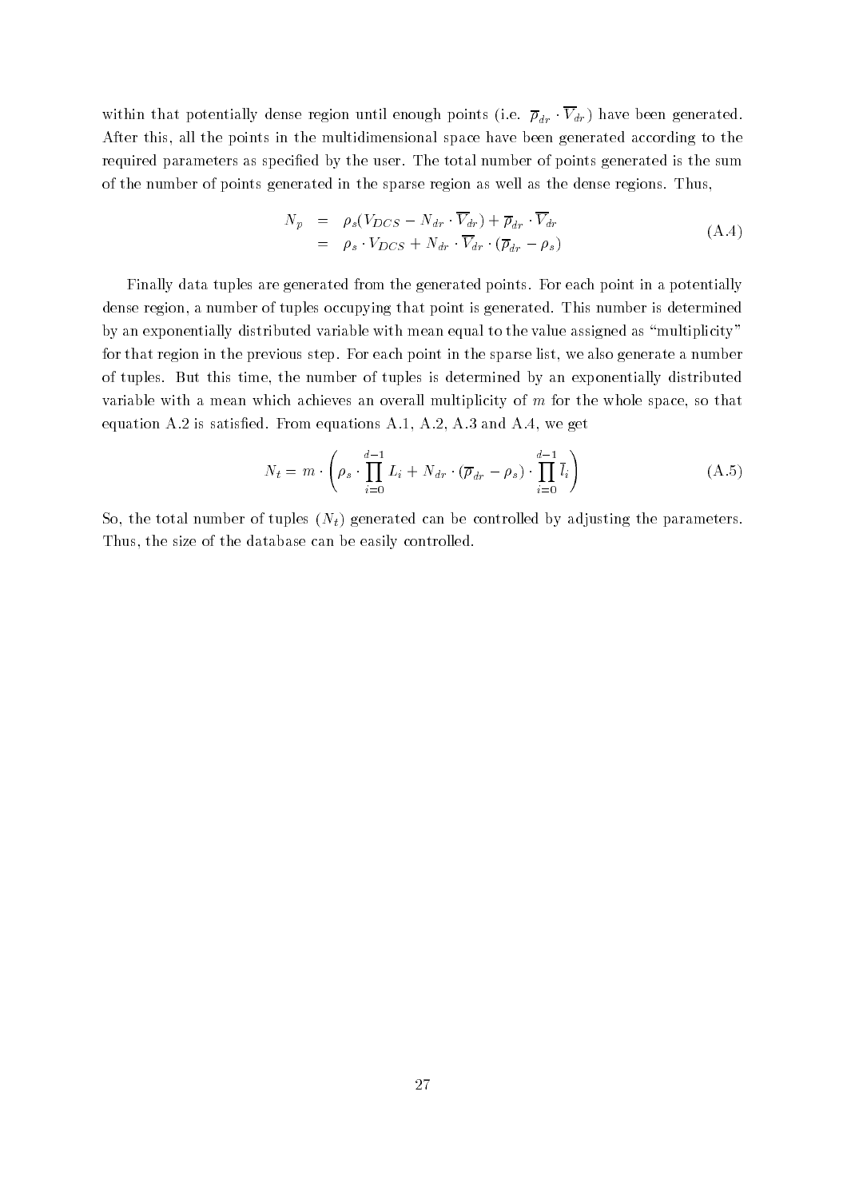within that potentially dense region until enough points (i.e. $\overline{\rho}_{dr} \cdot \overline{V}_{dr}$) have been generated. After this, all the points in the multidimensional space have been generated according to the required parameters as specified by the user. The total number of points generated is the sum of the number of points generated in the sparse region as well as the dense regions. Thus,

$$
\begin{aligned}
N_p &= \rho_s (V_{DCS} - N_{dr} \cdot \overline{V}_{dr}) + \overline{\rho}_{dr} \cdot \overline{V}_{dr} \\
&= \rho_s \cdot V_{DCS} + N_{dr} \cdot \overline{V}_{dr} \cdot (\overline{\rho}_{dr} - \rho_s)
\end{aligned}
\tag{A.4}
$$

Finally data tuples are generated from the generated points. For each point in a potentially dense region, a number of tuples occupying that point is generated. This number is determined by an exponentially distributed variable with mean equal to the value assigned as "multiplicity" for that region in the previous step. For each point in the sparse list, we also generate a number of tuples. But this time, the number of tuples is determined by an exponentially distributed variable with a mean which achieves an overall multiplicity of $m$ for the whole space, so that equation A.2 is satisfied. From equations A.1, A.2, A.3 and A.4, we get

$$
N_t = m \cdot \left( \rho_s \cdot \prod_{i=0}^{d-1} L_i + N_{dr} \cdot (\overline{\rho}_{dr} - \rho_s) \cdot \prod_{i=0}^{d-1} \overline{l}_i \right) \tag{A.5}
$$

So, the total number of tuples ($N_t$) generated can be controlled by adjusting the parameters. Thus, the size of the database can be easily controlled.